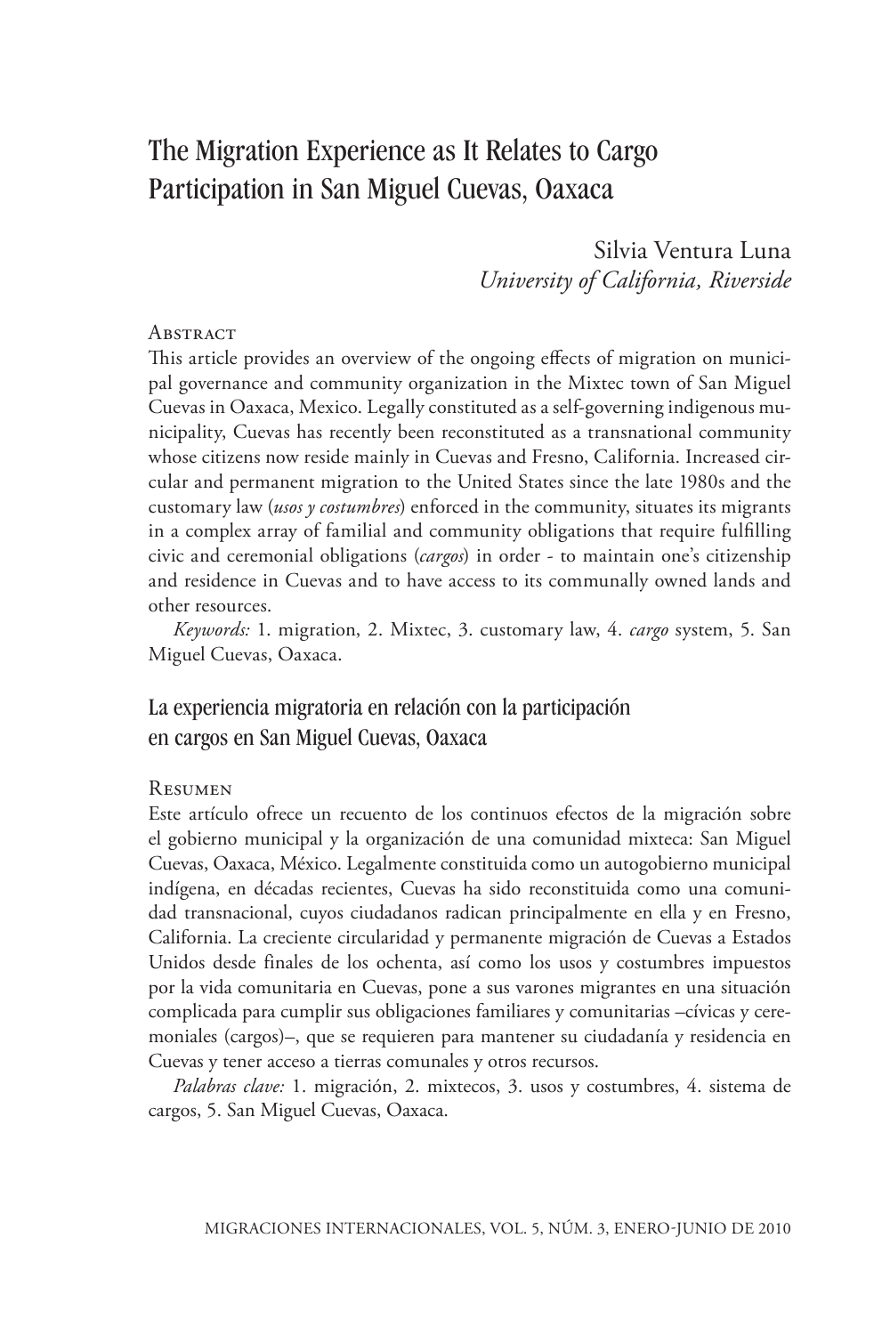# The Migration Experience as It Relates to Cargo Participation in San Miguel Cuevas, Oaxaca

Silvia Ventura Luna
*University of California, Riverside*

### Abstract

This article provides an overview of the ongoing effects of migration on municipal governance and community organization in the Mixtec town of San Miguel Cuevas in Oaxaca, Mexico. Legally constituted as a self-governing indigenous municipality, Cuevas has recently been reconstituted as a transnational community whose citizens now reside mainly in Cuevas and Fresno, California. Increased circular and permanent migration to the United States since the late 1980s and the customary law (*usos y costumbres*) enforced in the community, situates its migrants in a complex array of familial and community obligations that require fulfilling civic and ceremonial obligations (*cargos*) in order - to maintain one's citizenship and residence in Cuevas and to have access to its communally owned lands and other resources.

*Keywords:* 1. migration, 2. Mixtec, 3. customary law, 4. *cargo* system, 5. San Miguel Cuevas, Oaxaca.

## La experiencia migratoria en relación con la participación en cargos en San Miguel Cuevas, Oaxaca

### Resumen

Este artículo ofrece un recuento de los continuos efectos de la migración sobre el gobierno municipal y la organización de una comunidad mixteca: San Miguel Cuevas, Oaxaca, México. Legalmente constituida como un autogobierno municipal indígena, en décadas recientes, Cuevas ha sido reconstituida como una comunidad transnacional, cuyos ciudadanos radican principalmente en ella y en Fresno, California. La creciente circularidad y permanente migración de Cuevas a Estados Unidos desde finales de los ochenta, así como los usos y costumbres impuestos por la vida comunitaria en Cuevas, pone a sus varones migrantes en una situación complicada para cumplir sus obligaciones familiares y comunitarias –cívicas y ceremoniales (cargos)–, que se requieren para mantener su ciudadanía y residencia en Cuevas y tener acceso a tierras comunales y otros recursos.

*Palabras clave:* 1. migración, 2. mixtecos, 3. usos y costumbres, 4. sistema de cargos, 5. San Miguel Cuevas, Oaxaca.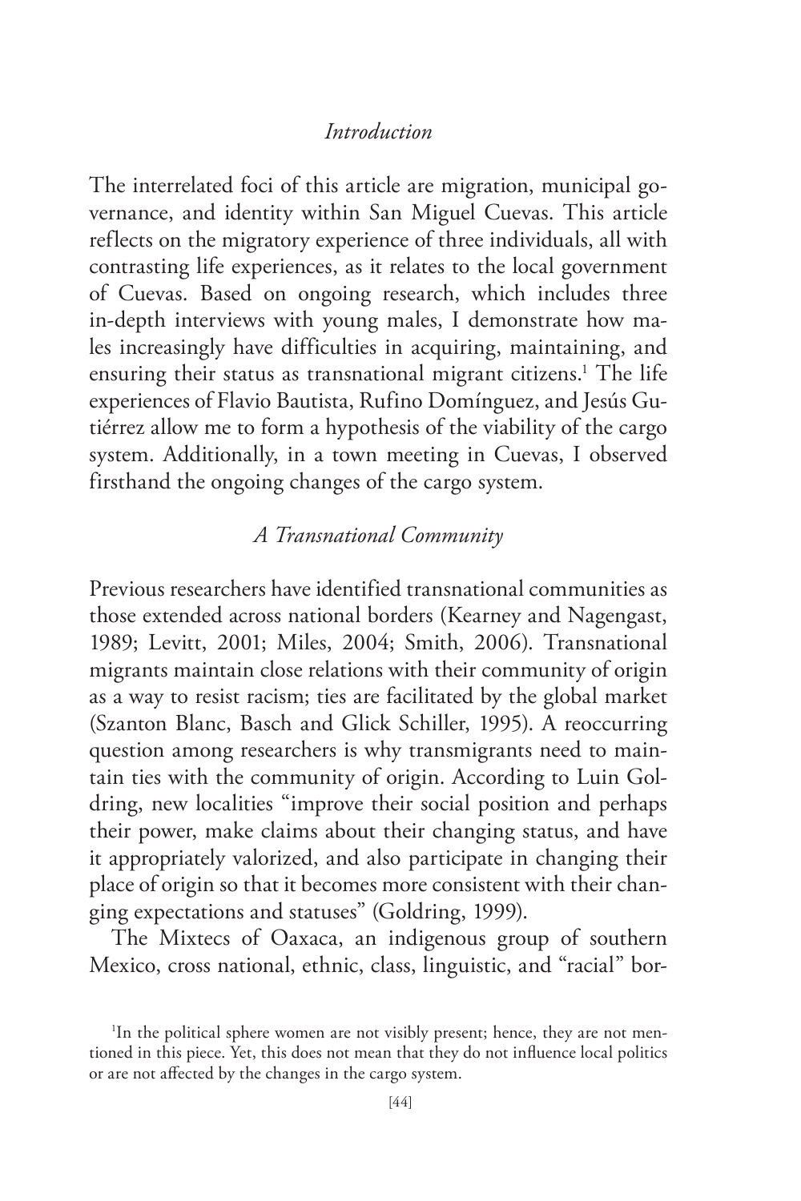## *Introduction*

The interrelated foci of this article are migration, municipal governance, and identity within San Miguel Cuevas. This article reflects on the migratory experience of three individuals, all with contrasting life experiences, as it relates to the local government of Cuevas. Based on ongoing research, which includes three in-depth interviews with young males, I demonstrate how males increasingly have difficulties in acquiring, maintaining, and ensuring their status as transnational migrant citizens.[1] The life experiences of Flavio Bautista, Rufino Domínguez, and Jesús Gutiérrez allow me to form a hypothesis of the viability of the cargo system. Additionally, in a town meeting in Cuevas, I observed firsthand the ongoing changes of the cargo system.

## *A Transnational Community*

Previous researchers have identified transnational communities as those extended across national borders (Kearney and Nagengast, 1989; Levitt, 2001; Miles, 2004; Smith, 2006). Transnational migrants maintain close relations with their community of origin as a way to resist racism; ties are facilitated by the global market (Szanton Blanc, Basch and Glick Schiller, 1995). A reoccurring question among researchers is why transmigrants need to maintain ties with the community of origin. According to Luin Goldring, new localities "improve their social position and perhaps their power, make claims about their changing status, and have it appropriately valorized, and also participate in changing their place of origin so that it becomes more consistent with their changing expectations and statuses" (Goldring, 1999).

The Mixtecs of Oaxaca, an indigenous group of southern Mexico, cross national, ethnic, class, linguistic, and "racial" bor-

[1]In the political sphere women are not visibly present; hence, they are not mentioned in this piece. Yet, this does not mean that they do not influence local politics or are not affected by the changes in the cargo system.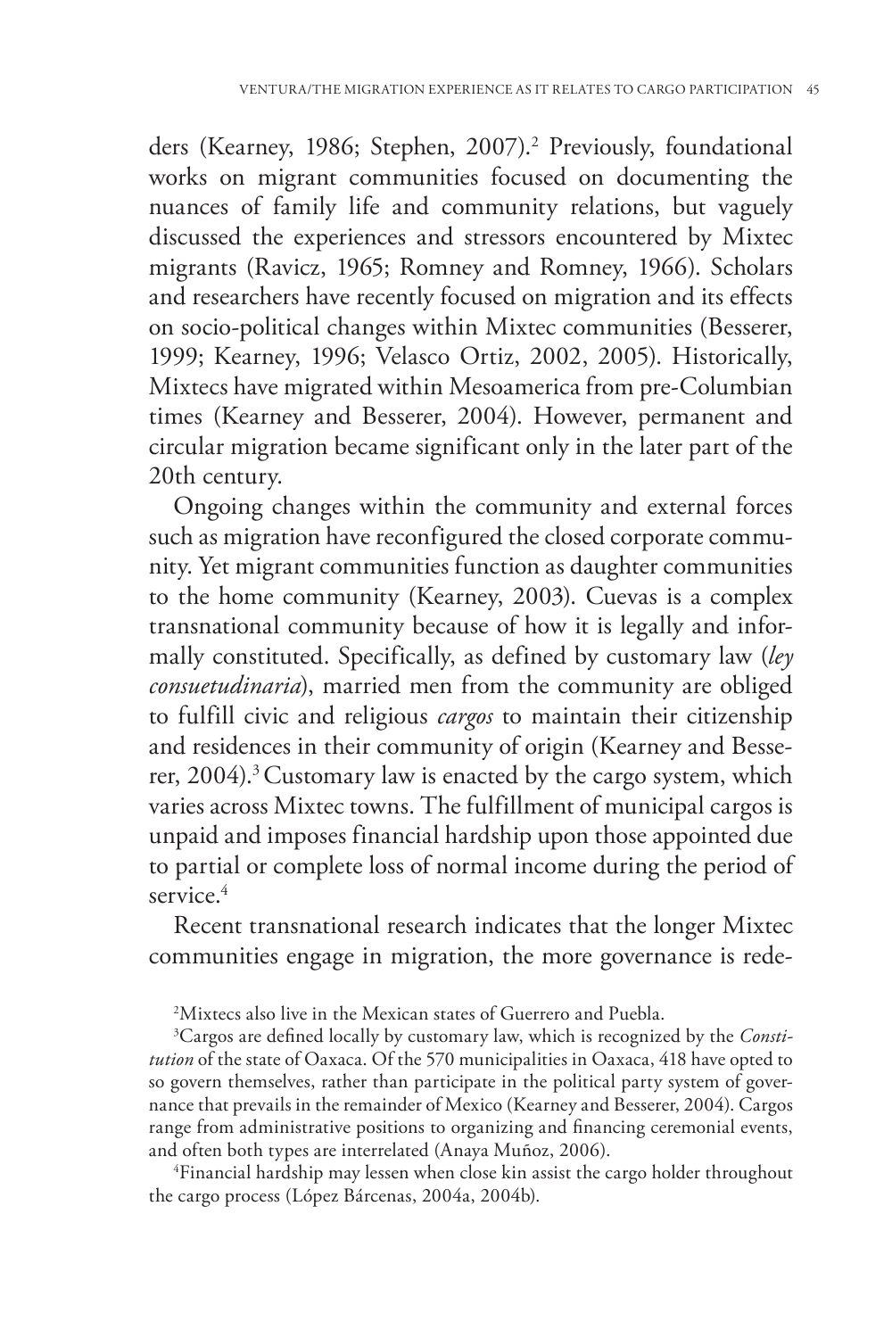ders (Kearney, 1986; Stephen, 2007).[2] Previously, foundational works on migrant communities focused on documenting the nuances of family life and community relations, but vaguely discussed the experiences and stressors encountered by Mixtec migrants (Ravicz, 1965; Romney and Romney, 1966). Scholars and researchers have recently focused on migration and its effects on socio-political changes within Mixtec communities (Besserer, 1999; Kearney, 1996; Velasco Ortiz, 2002, 2005). Historically, Mixtecs have migrated within Mesoamerica from pre-Columbian times (Kearney and Besserer, 2004). However, permanent and circular migration became significant only in the later part of the 20th century.

Ongoing changes within the community and external forces such as migration have reconfigured the closed corporate community. Yet migrant communities function as daughter communities to the home community (Kearney, 2003). Cuevas is a complex transnational community because of how it is legally and informally constituted. Specifically, as defined by customary law (*ley consuetudinaria*), married men from the community are obliged to fulfill civic and religious *cargos* to maintain their citizenship and residences in their community of origin (Kearney and Besserer, 2004).[3] Customary law is enacted by the cargo system, which varies across Mixtec towns. The fulfillment of municipal cargos is unpaid and imposes financial hardship upon those appointed due to partial or complete loss of normal income during the period of service.[4]

Recent transnational research indicates that the longer Mixtec communities engage in migration, the more governance is rede-

[2]Mixtecs also live in the Mexican states of Guerrero and Puebla.

[3]Cargos are defined locally by customary law, which is recognized by the *Constitution* of the state of Oaxaca. Of the 570 municipalities in Oaxaca, 418 have opted to so govern themselves, rather than participate in the political party system of governance that prevails in the remainder of Mexico (Kearney and Besserer, 2004). Cargos range from administrative positions to organizing and financing ceremonial events, and often both types are interrelated (Anaya Muñoz, 2006).

[4]Financial hardship may lessen when close kin assist the cargo holder throughout the cargo process (López Bárcenas, 2004a, 2004b).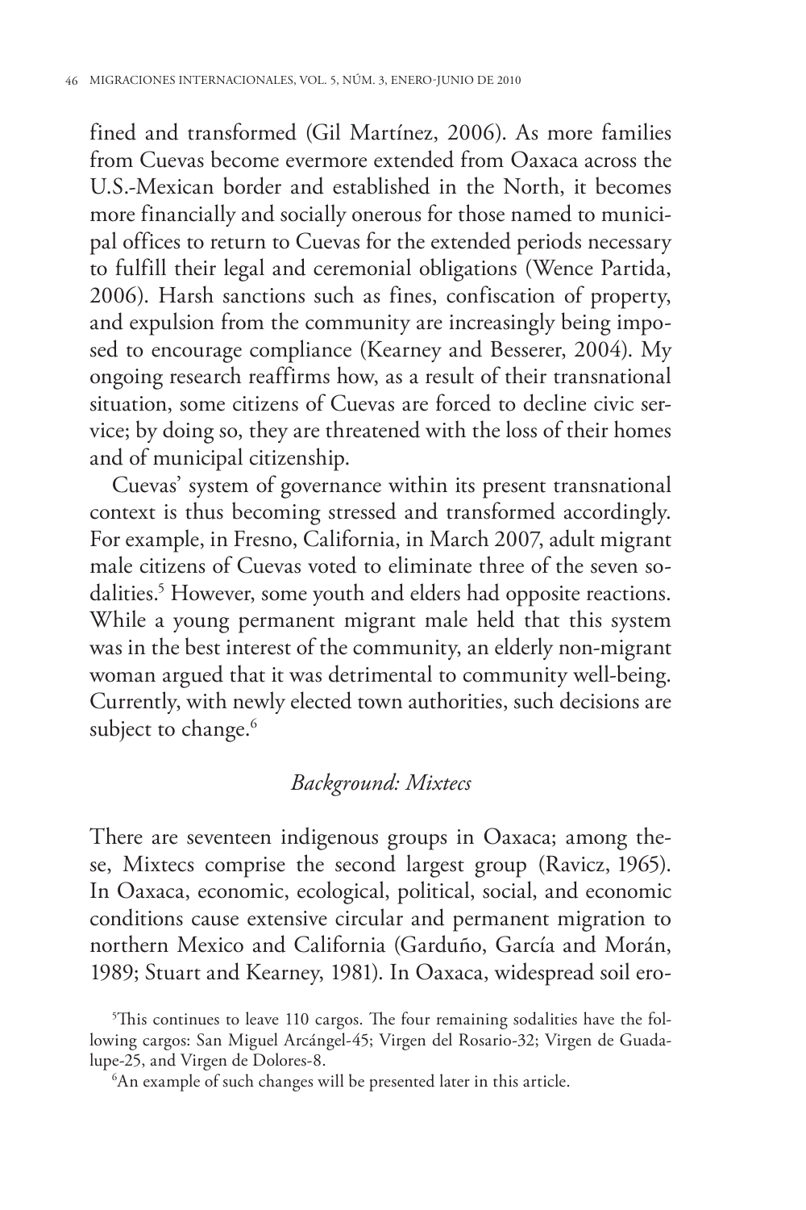fined and transformed (Gil Martínez, 2006). As more families from Cuevas become evermore extended from Oaxaca across the U.S.-Mexican border and established in the North, it becomes more financially and socially onerous for those named to municipal offices to return to Cuevas for the extended periods necessary to fulfill their legal and ceremonial obligations (Wence Partida, 2006). Harsh sanctions such as fines, confiscation of property, and expulsion from the community are increasingly being imposed to encourage compliance (Kearney and Besserer, 2004). My ongoing research reaffirms how, as a result of their transnational situation, some citizens of Cuevas are forced to decline civic service; by doing so, they are threatened with the loss of their homes and of municipal citizenship.

Cuevas' system of governance within its present transnational context is thus becoming stressed and transformed accordingly. For example, in Fresno, California, in March 2007, adult migrant male citizens of Cuevas voted to eliminate three of the seven sodalities.[5] However, some youth and elders had opposite reactions. While a young permanent migrant male held that this system was in the best interest of the community, an elderly non-migrant woman argued that it was detrimental to community well-being. Currently, with newly elected town authorities, such decisions are subject to change.[6]

### *Background: Mixtecs*

There are seventeen indigenous groups in Oaxaca; among these, Mixtecs comprise the second largest group (Ravicz, 1965). In Oaxaca, economic, ecological, political, social, and economic conditions cause extensive circular and permanent migration to northern Mexico and California (Garduño, García and Morán, 1989; Stuart and Kearney, 1981). In Oaxaca, widespread soil ero-

[5]This continues to leave 110 cargos. The four remaining sodalities have the following cargos: San Miguel Arcángel-45; Virgen del Rosario-32; Virgen de Guadalupe-25, and Virgen de Dolores-8.

[6]An example of such changes will be presented later in this article.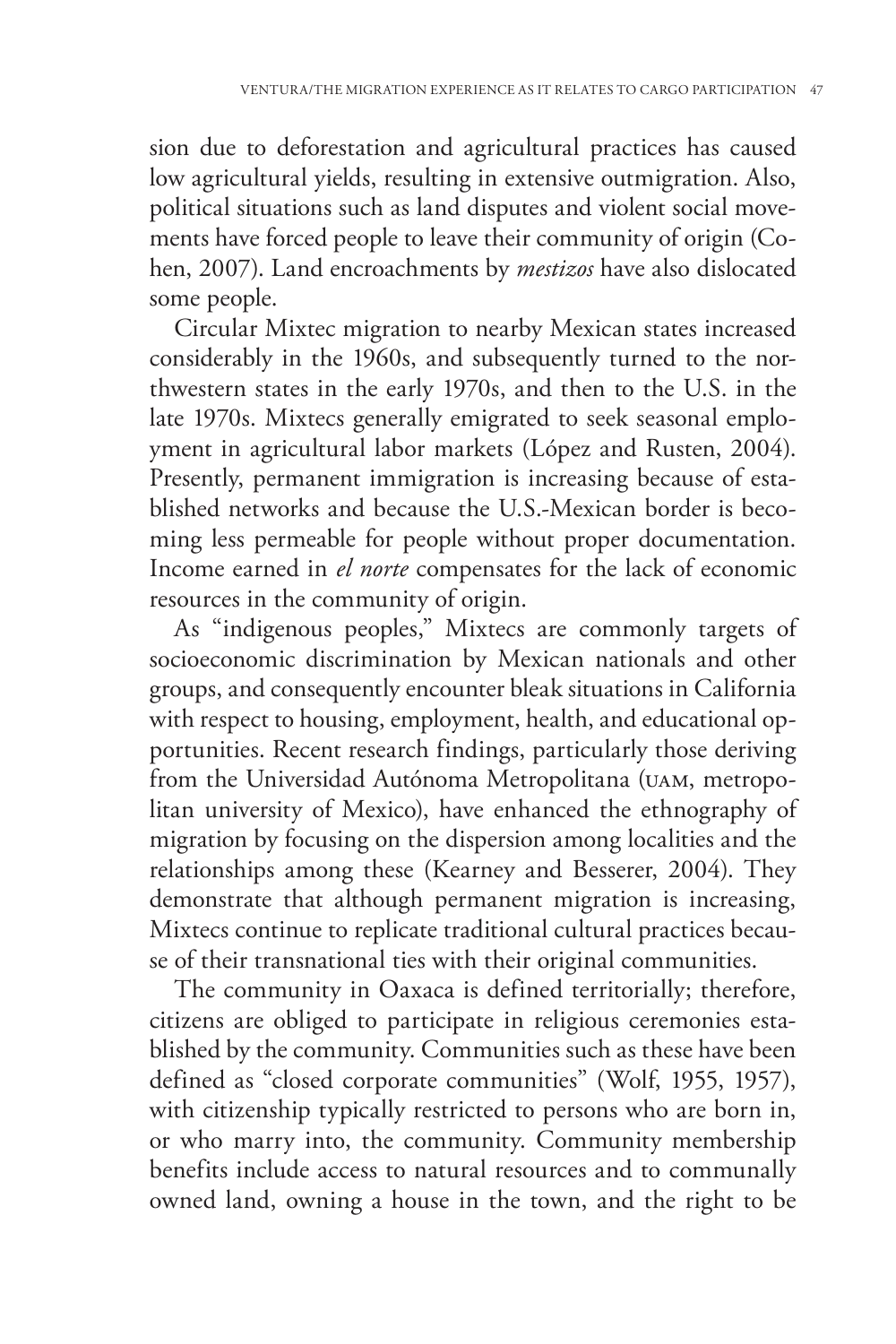sion due to deforestation and agricultural practices has caused low agricultural yields, resulting in extensive outmigration. Also, political situations such as land disputes and violent social movements have forced people to leave their community of origin (Cohen, 2007). Land encroachments by *mestizos* have also dislocated some people.

Circular Mixtec migration to nearby Mexican states increased considerably in the 1960s, and subsequently turned to the northwestern states in the early 1970s, and then to the U.S. in the late 1970s. Mixtecs generally emigrated to seek seasonal employment in agricultural labor markets (López and Rusten, 2004). Presently, permanent immigration is increasing because of established networks and because the U.S.-Mexican border is becoming less permeable for people without proper documentation. Income earned in *el norte* compensates for the lack of economic resources in the community of origin.

As "indigenous peoples," Mixtecs are commonly targets of socioeconomic discrimination by Mexican nationals and other groups, and consequently encounter bleak situations in California with respect to housing, employment, health, and educational opportunities. Recent research findings, particularly those deriving from the Universidad Autónoma Metropolitana (UAM, metropolitan university of Mexico), have enhanced the ethnography of migration by focusing on the dispersion among localities and the relationships among these (Kearney and Besserer, 2004). They demonstrate that although permanent migration is increasing, Mixtecs continue to replicate traditional cultural practices because of their transnational ties with their original communities.

The community in Oaxaca is defined territorially; therefore, citizens are obliged to participate in religious ceremonies established by the community. Communities such as these have been defined as "closed corporate communities" (Wolf, 1955, 1957), with citizenship typically restricted to persons who are born in, or who marry into, the community. Community membership benefits include access to natural resources and to communally owned land, owning a house in the town, and the right to be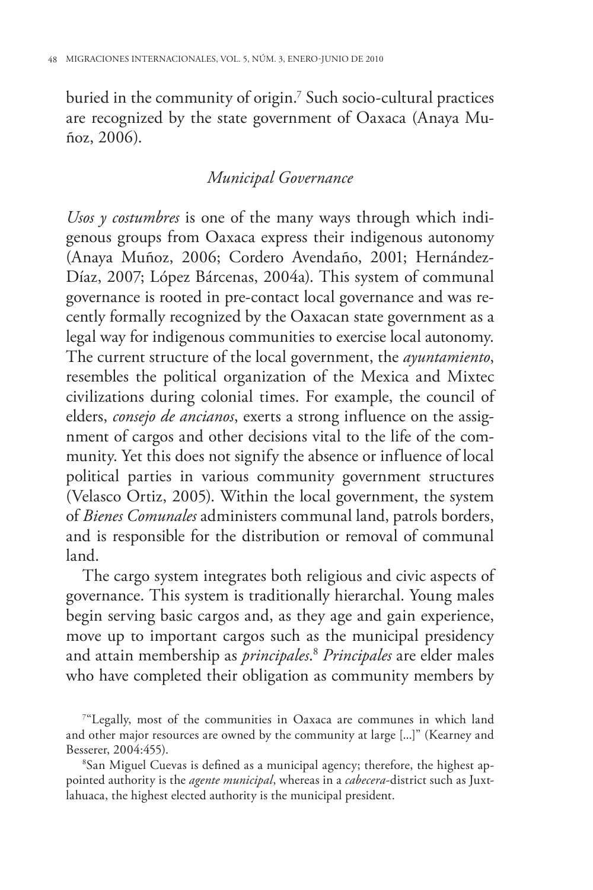buried in the community of origin.[7] Such socio-cultural practices are recognized by the state government of Oaxaca (Anaya Muñoz, 2006).

### *Municipal Governance*

*Usos y costumbres* is one of the many ways through which indigenous groups from Oaxaca express their indigenous autonomy (Anaya Muñoz, 2006; Cordero Avendaño, 2001; Hernández-Díaz, 2007; López Bárcenas, 2004a). This system of communal governance is rooted in pre-contact local governance and was recently formally recognized by the Oaxacan state government as a legal way for indigenous communities to exercise local autonomy. The current structure of the local government, the *ayuntamiento*, resembles the political organization of the Mexica and Mixtec civilizations during colonial times. For example, the council of elders, *consejo de ancianos*, exerts a strong influence on the assignment of cargos and other decisions vital to the life of the community. Yet this does not signify the absence or influence of local political parties in various community government structures (Velasco Ortiz, 2005). Within the local government, the system of *Bienes Comunales* administers communal land, patrols borders, and is responsible for the distribution or removal of communal land.

The cargo system integrates both religious and civic aspects of governance. This system is traditionally hierarchal. Young males begin serving basic cargos and, as they age and gain experience, move up to important cargos such as the municipal presidency and attain membership as *principales*.[8] *Principales* are elder males who have completed their obligation as community members by

[7]"Legally, most of the communities in Oaxaca are communes in which land and other major resources are owned by the community at large [...]" (Kearney and Besserer, 2004:455).

[8]San Miguel Cuevas is defined as a municipal agency; therefore, the highest appointed authority is the *agente municipal*, whereas in a *cabecera*-district such as Juxtlahuaca, the highest elected authority is the municipal president.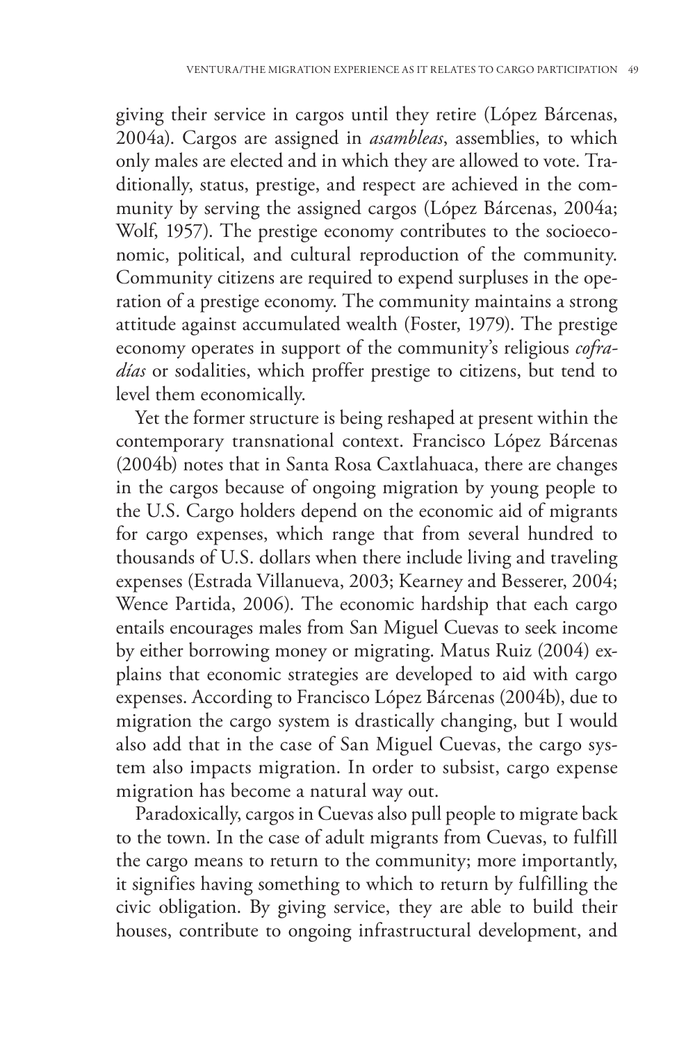giving their service in cargos until they retire (López Bárcenas, 2004a). Cargos are assigned in *asambleas*, assemblies, to which only males are elected and in which they are allowed to vote. Traditionally, status, prestige, and respect are achieved in the community by serving the assigned cargos (López Bárcenas, 2004a; Wolf, 1957). The prestige economy contributes to the socioeconomic, political, and cultural reproduction of the community. Community citizens are required to expend surpluses in the operation of a prestige economy. The community maintains a strong attitude against accumulated wealth (Foster, 1979). The prestige economy operates in support of the community's religious *cofradías* or sodalities, which proffer prestige to citizens, but tend to level them economically.

Yet the former structure is being reshaped at present within the contemporary transnational context. Francisco López Bárcenas (2004b) notes that in Santa Rosa Caxtlahuaca, there are changes in the cargos because of ongoing migration by young people to the U.S. Cargo holders depend on the economic aid of migrants for cargo expenses, which range that from several hundred to thousands of U.S. dollars when there include living and traveling expenses (Estrada Villanueva, 2003; Kearney and Besserer, 2004; Wence Partida, 2006). The economic hardship that each cargo entails encourages males from San Miguel Cuevas to seek income by either borrowing money or migrating. Matus Ruiz (2004) explains that economic strategies are developed to aid with cargo expenses. According to Francisco López Bárcenas (2004b), due to migration the cargo system is drastically changing, but I would also add that in the case of San Miguel Cuevas, the cargo system also impacts migration. In order to subsist, cargo expense migration has become a natural way out.

Paradoxically, cargos in Cuevas also pull people to migrate back to the town. In the case of adult migrants from Cuevas, to fulfill the cargo means to return to the community; more importantly, it signifies having something to which to return by fulfilling the civic obligation. By giving service, they are able to build their houses, contribute to ongoing infrastructural development, and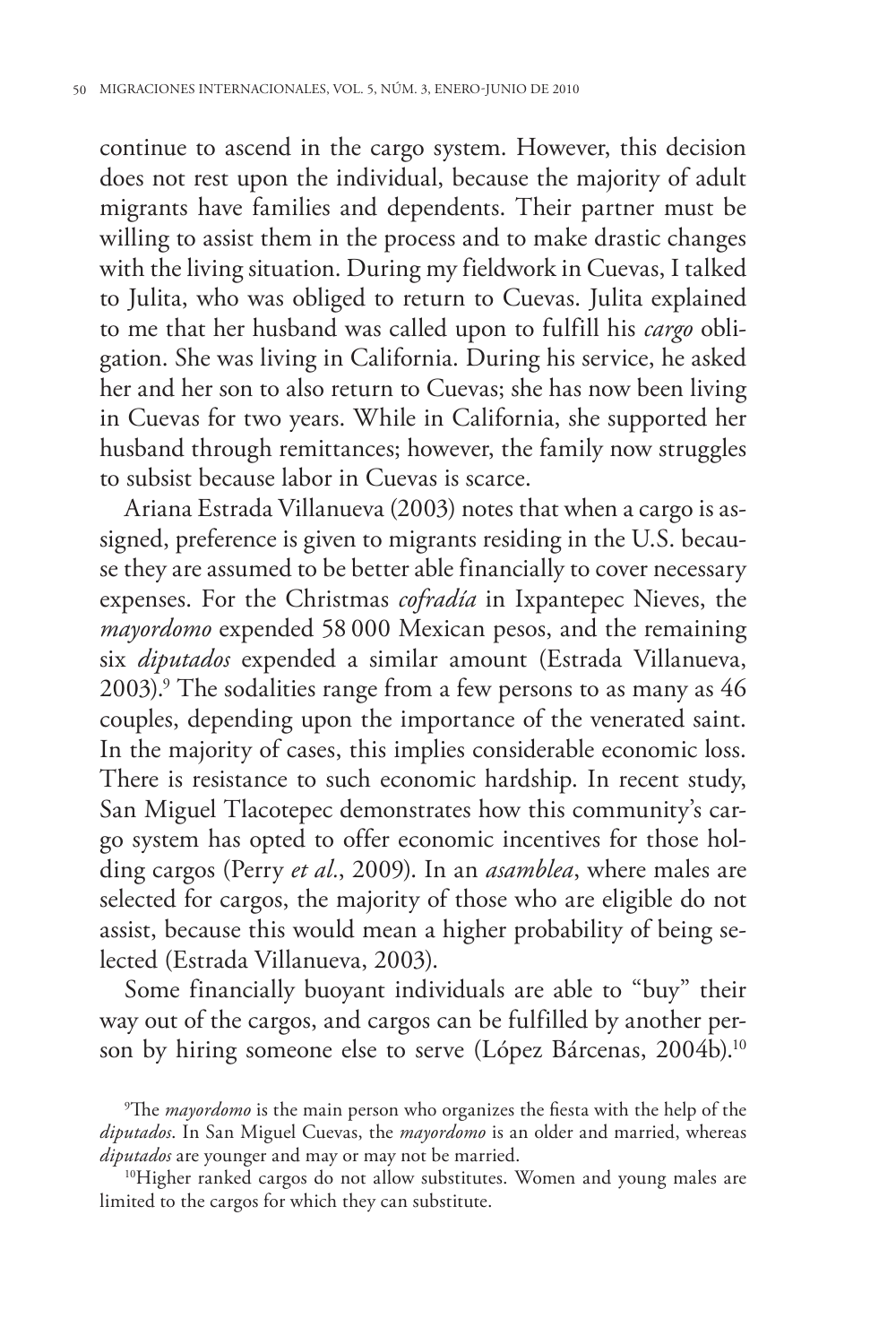continue to ascend in the cargo system. However, this decision does not rest upon the individual, because the majority of adult migrants have families and dependents. Their partner must be willing to assist them in the process and to make drastic changes with the living situation. During my fieldwork in Cuevas, I talked to Julita, who was obliged to return to Cuevas. Julita explained to me that her husband was called upon to fulfill his *cargo* obligation. She was living in California. During his service, he asked her and her son to also return to Cuevas; she has now been living in Cuevas for two years. While in California, she supported her husband through remittances; however, the family now struggles to subsist because labor in Cuevas is scarce.

Ariana Estrada Villanueva (2003) notes that when a cargo is assigned, preference is given to migrants residing in the U.S. because they are assumed to be better able financially to cover necessary expenses. For the Christmas *cofradía* in Ixpantepec Nieves, the *mayordomo* expended 58 000 Mexican pesos, and the remaining six *diputados* expended a similar amount (Estrada Villanueva, 2003).[9] The sodalities range from a few persons to as many as 46 couples, depending upon the importance of the venerated saint. In the majority of cases, this implies considerable economic loss. There is resistance to such economic hardship. In recent study, San Miguel Tlacotepec demonstrates how this community's cargo system has opted to offer economic incentives for those holding cargos (Perry *et al.*, 2009). In an *asamblea*, where males are selected for cargos, the majority of those who are eligible do not assist, because this would mean a higher probability of being selected (Estrada Villanueva, 2003).

Some financially buoyant individuals are able to "buy" their way out of the cargos, and cargos can be fulfilled by another person by hiring someone else to serve (López Bárcenas, 2004b).[10]

[9]The *mayordomo* is the main person who organizes the fiesta with the help of the *diputados*. In San Miguel Cuevas, the *mayordomo* is an older and married, whereas *diputados* are younger and may or may not be married.

[10]Higher ranked cargos do not allow substitutes. Women and young males are limited to the cargos for which they can substitute.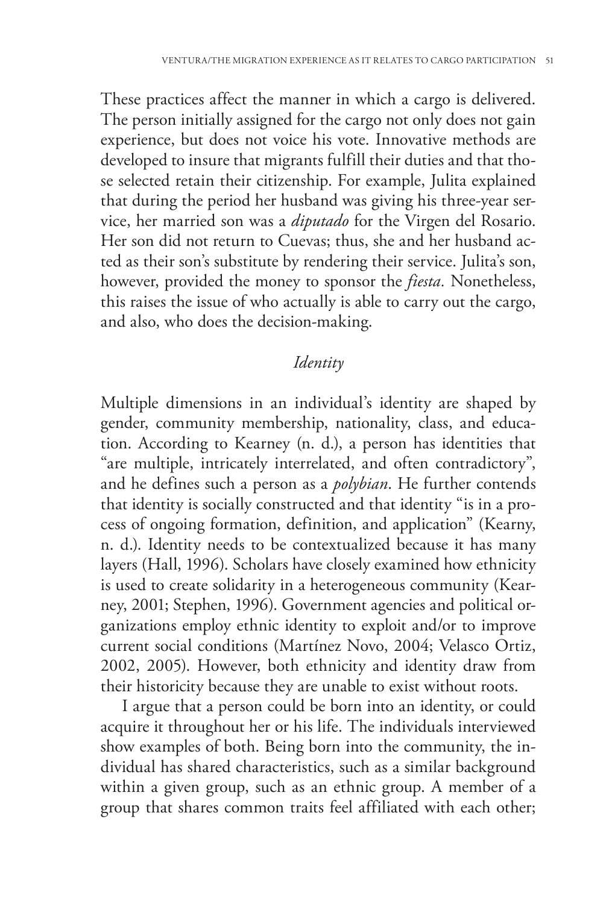These practices affect the manner in which a cargo is delivered. The person initially assigned for the cargo not only does not gain experience, but does not voice his vote. Innovative methods are developed to insure that migrants fulfill their duties and that those selected retain their citizenship. For example, Julita explained that during the period her husband was giving his three-year service, her married son was a *diputado* for the Virgen del Rosario. Her son did not return to Cuevas; thus, she and her husband acted as their son's substitute by rendering their service. Julita's son, however, provided the money to sponsor the *fiesta.* Nonetheless, this raises the issue of who actually is able to carry out the cargo, and also, who does the decision-making.

### *Identity*

Multiple dimensions in an individual's identity are shaped by gender, community membership, nationality, class, and education. According to Kearney (n. d.), a person has identities that "are multiple, intricately interrelated, and often contradictory", and he defines such a person as a *polybian*. He further contends that identity is socially constructed and that identity "is in a process of ongoing formation, definition, and application" (Kearny, n. d.). Identity needs to be contextualized because it has many layers (Hall, 1996). Scholars have closely examined how ethnicity is used to create solidarity in a heterogeneous community (Kearney, 2001; Stephen, 1996). Government agencies and political organizations employ ethnic identity to exploit and/or to improve current social conditions (Martínez Novo, 2004; Velasco Ortiz, 2002, 2005). However, both ethnicity and identity draw from their historicity because they are unable to exist without roots.

I argue that a person could be born into an identity, or could acquire it throughout her or his life. The individuals interviewed show examples of both. Being born into the community, the individual has shared characteristics, such as a similar background within a given group, such as an ethnic group. A member of a group that shares common traits feel affiliated with each other;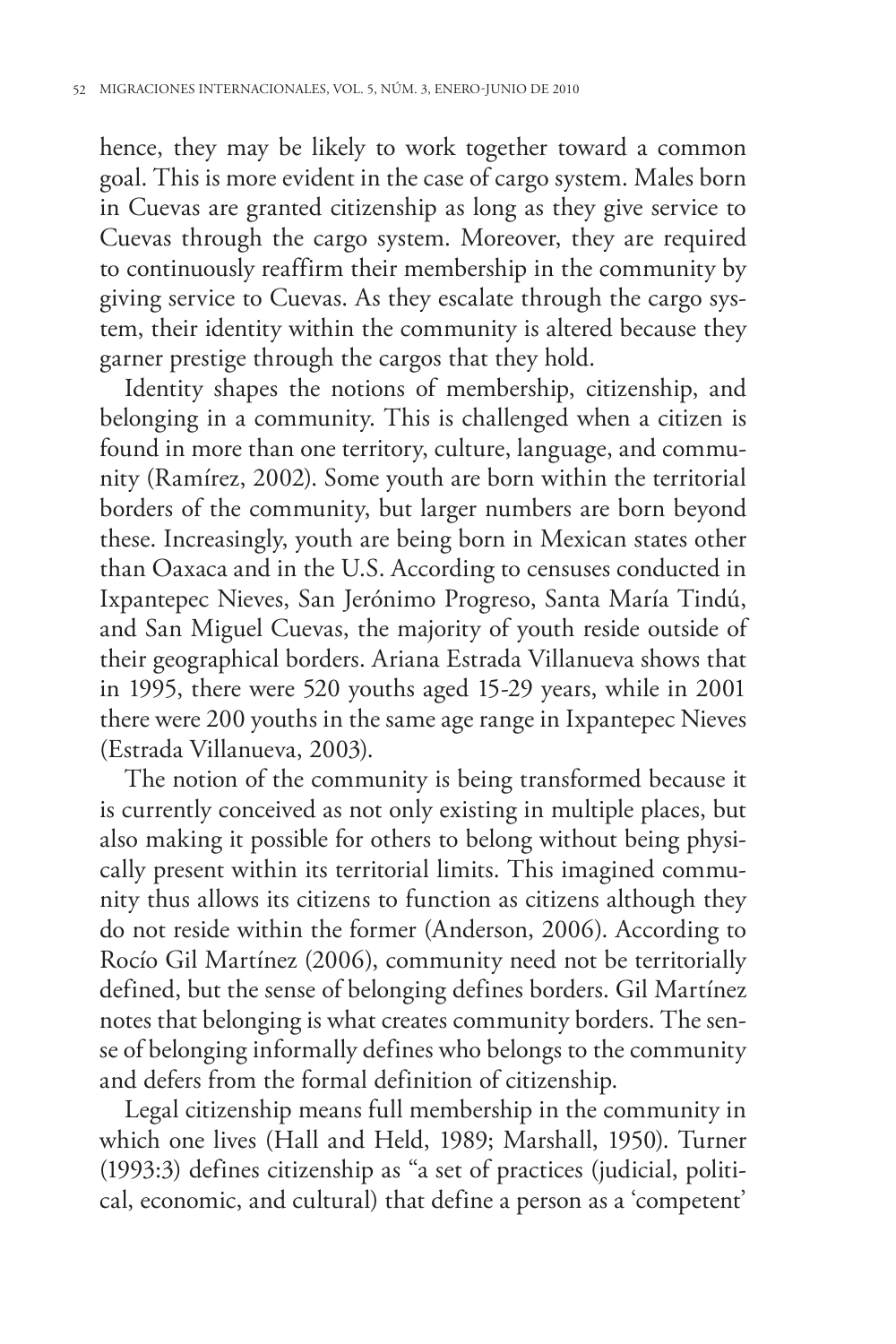hence, they may be likely to work together toward a common goal. This is more evident in the case of cargo system. Males born in Cuevas are granted citizenship as long as they give service to Cuevas through the cargo system. Moreover, they are required to continuously reaffirm their membership in the community by giving service to Cuevas. As they escalate through the cargo system, their identity within the community is altered because they garner prestige through the cargos that they hold.

Identity shapes the notions of membership, citizenship, and belonging in a community. This is challenged when a citizen is found in more than one territory, culture, language, and community (Ramírez, 2002). Some youth are born within the territorial borders of the community, but larger numbers are born beyond these. Increasingly, youth are being born in Mexican states other than Oaxaca and in the U.S. According to censuses conducted in Ixpantepec Nieves, San Jerónimo Progreso, Santa María Tindú, and San Miguel Cuevas, the majority of youth reside outside of their geographical borders. Ariana Estrada Villanueva shows that in 1995, there were 520 youths aged 15-29 years, while in 2001 there were 200 youths in the same age range in Ixpantepec Nieves (Estrada Villanueva, 2003).

The notion of the community is being transformed because it is currently conceived as not only existing in multiple places, but also making it possible for others to belong without being physically present within its territorial limits. This imagined community thus allows its citizens to function as citizens although they do not reside within the former (Anderson, 2006). According to Rocío Gil Martínez (2006), community need not be territorially defined, but the sense of belonging defines borders. Gil Martínez notes that belonging is what creates community borders. The sense of belonging informally defines who belongs to the community and defers from the formal definition of citizenship.

Legal citizenship means full membership in the community in which one lives (Hall and Held, 1989; Marshall, 1950). Turner (1993:3) defines citizenship as "a set of practices (judicial, political, economic, and cultural) that define a person as a 'competent'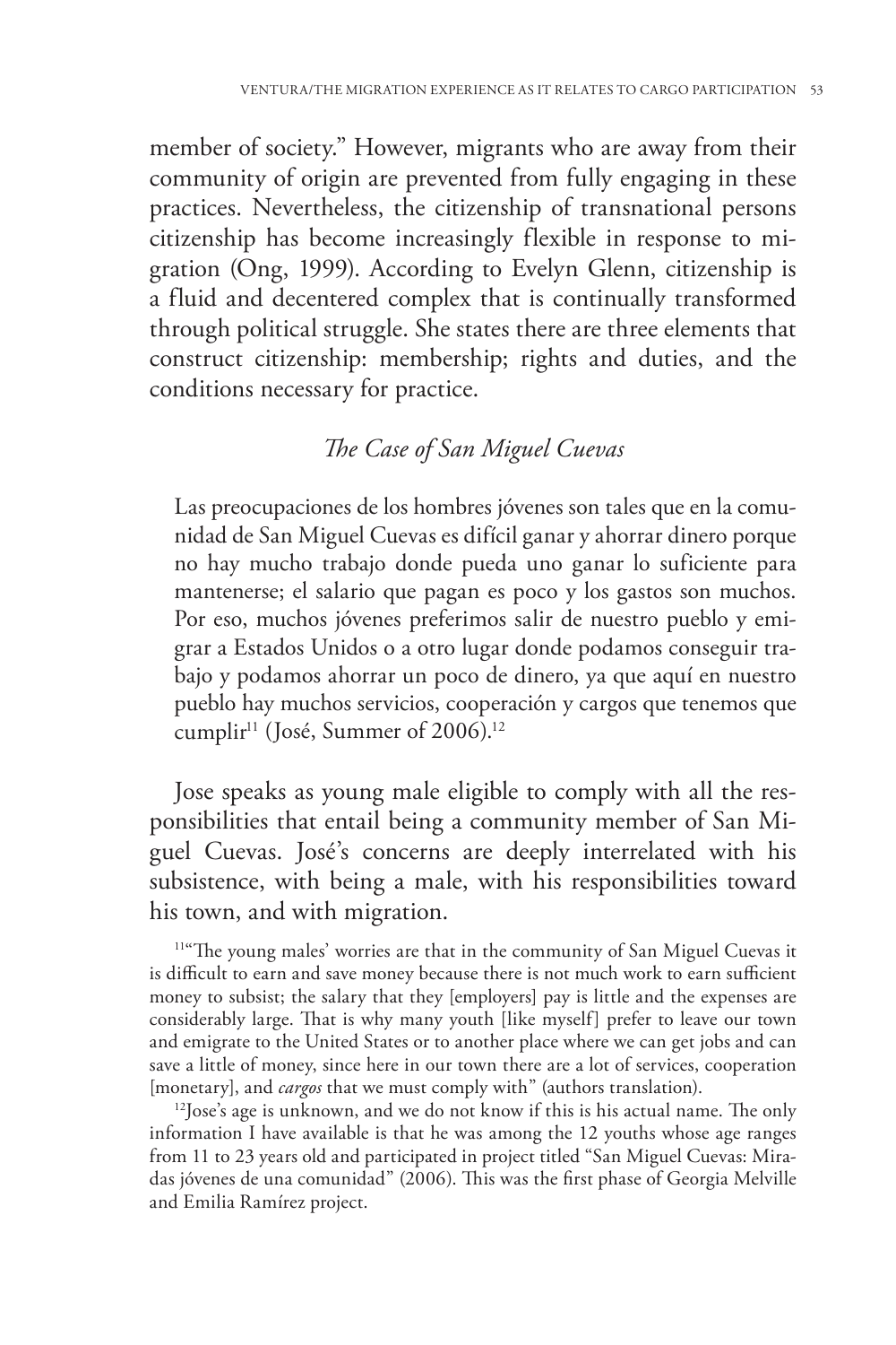member of society." However, migrants who are away from their community of origin are prevented from fully engaging in these practices. Nevertheless, the citizenship of transnational persons citizenship has become increasingly flexible in response to migration (Ong, 1999). According to Evelyn Glenn, citizenship is a fluid and decentered complex that is continually transformed through political struggle. She states there are three elements that construct citizenship: membership; rights and duties, and the conditions necessary for practice.

### *The Case of San Miguel Cuevas*

> Las preocupaciones de los hombres jóvenes son tales que en la comunidad de San Miguel Cuevas es difícil ganar y ahorrar dinero porque no hay mucho trabajo donde pueda uno ganar lo suficiente para mantenerse; el salario que pagan es poco y los gastos son muchos. Por eso, muchos jóvenes preferimos salir de nuestro pueblo y emigrar a Estados Unidos o a otro lugar donde podamos conseguir trabajo y podamos ahorrar un poco de dinero, ya que aquí en nuestro pueblo hay muchos servicios, cooperación y cargos que tenemos que cumplir[11] (José, Summer of 2006).[12]

Jose speaks as young male eligible to comply with all the responsibilities that entail being a community member of San Miguel Cuevas. José's concerns are deeply interrelated with his subsistence, with being a male, with his responsibilities toward his town, and with migration.

[11]"The young males' worries are that in the community of San Miguel Cuevas it is difficult to earn and save money because there is not much work to earn sufficient money to subsist; the salary that they [employers] pay is little and the expenses are considerably large. That is why many youth [like myself] prefer to leave our town and emigrate to the United States or to another place where we can get jobs and can save a little of money, since here in our town there are a lot of services, cooperation [monetary], and *cargos* that we must comply with" (authors translation).

[12]Jose's age is unknown, and we do not know if this is his actual name. The only information I have available is that he was among the 12 youths whose age ranges from 11 to 23 years old and participated in project titled "San Miguel Cuevas: Miradas jóvenes de una comunidad" (2006). This was the first phase of Georgia Melville and Emilia Ramírez project.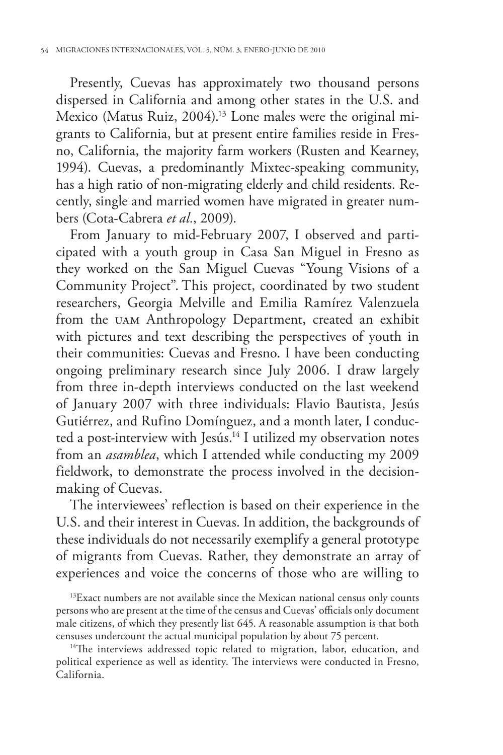Presently, Cuevas has approximately two thousand persons dispersed in California and among other states in the U.S. and Mexico (Matus Ruiz, 2004).[13] Lone males were the original migrants to California, but at present entire families reside in Fresno, California, the majority farm workers (Rusten and Kearney, 1994). Cuevas, a predominantly Mixtec-speaking community, has a high ratio of non-migrating elderly and child residents. Recently, single and married women have migrated in greater numbers (Cota-Cabrera *et al*., 2009).

From January to mid-February 2007, I observed and participated with a youth group in Casa San Miguel in Fresno as they worked on the San Miguel Cuevas "Young Visions of a Community Project". This project, coordinated by two student researchers, Georgia Melville and Emilia Ramírez Valenzuela from the UAM Anthropology Department, created an exhibit with pictures and text describing the perspectives of youth in their communities: Cuevas and Fresno. I have been conducting ongoing preliminary research since July 2006. I draw largely from three in-depth interviews conducted on the last weekend of January 2007 with three individuals: Flavio Bautista, Jesús Gutiérrez, and Rufino Domínguez, and a month later, I conducted a post-interview with Jesús.[14] I utilized my observation notes from an *asamblea*, which I attended while conducting my 2009 fieldwork, to demonstrate the process involved in the decision-making of Cuevas.

The interviewees' reflection is based on their experience in the U.S. and their interest in Cuevas. In addition, the backgrounds of these individuals do not necessarily exemplify a general prototype of migrants from Cuevas. Rather, they demonstrate an array of experiences and voice the concerns of those who are willing to

[13]Exact numbers are not available since the Mexican national census only counts persons who are present at the time of the census and Cuevas' officials only document male citizens, of which they presently list 645. A reasonable assumption is that both censuses undercount the actual municipal population by about 75 percent.

[14]The interviews addressed topic related to migration, labor, education, and political experience as well as identity. The interviews were conducted in Fresno, California.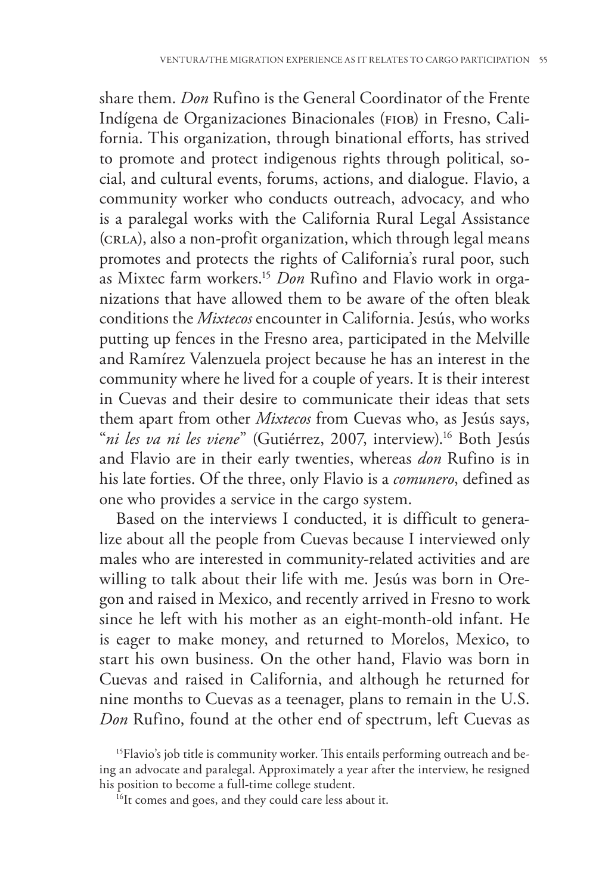share them. *Don* Rufino is the General Coordinator of the Frente Indígena de Organizaciones Binacionales (FIOB) in Fresno, California. This organization, through binational efforts, has strived to promote and protect indigenous rights through political, social, and cultural events, forums, actions, and dialogue. Flavio, a community worker who conducts outreach, advocacy, and who is a paralegal works with the California Rural Legal Assistance (CRLA), also a non-profit organization, which through legal means promotes and protects the rights of California's rural poor, such as Mixtec farm workers.[15] *Don* Rufino and Flavio work in organizations that have allowed them to be aware of the often bleak conditions the *Mixtecos* encounter in California. Jesús, who works putting up fences in the Fresno area, participated in the Melville and Ramírez Valenzuela project because he has an interest in the community where he lived for a couple of years. It is their interest in Cuevas and their desire to communicate their ideas that sets them apart from other *Mixtecos* from Cuevas who, as Jesús says, "*ni les va ni les viene*" (Gutiérrez, 2007, interview).[16] Both Jesús and Flavio are in their early twenties, whereas *don* Rufino is in his late forties. Of the three, only Flavio is a *comunero*, defined as one who provides a service in the cargo system.

Based on the interviews I conducted, it is difficult to generalize about all the people from Cuevas because I interviewed only males who are interested in community-related activities and are willing to talk about their life with me. Jesús was born in Oregon and raised in Mexico, and recently arrived in Fresno to work since he left with his mother as an eight-month-old infant. He is eager to make money, and returned to Morelos, Mexico, to start his own business. On the other hand, Flavio was born in Cuevas and raised in California, and although he returned for nine months to Cuevas as a teenager, plans to remain in the U.S. *Don* Rufino, found at the other end of spectrum, left Cuevas as

[15]Flavio's job title is community worker. This entails performing outreach and being an advocate and paralegal. Approximately a year after the interview, he resigned his position to become a full-time college student.

[16]It comes and goes, and they could care less about it.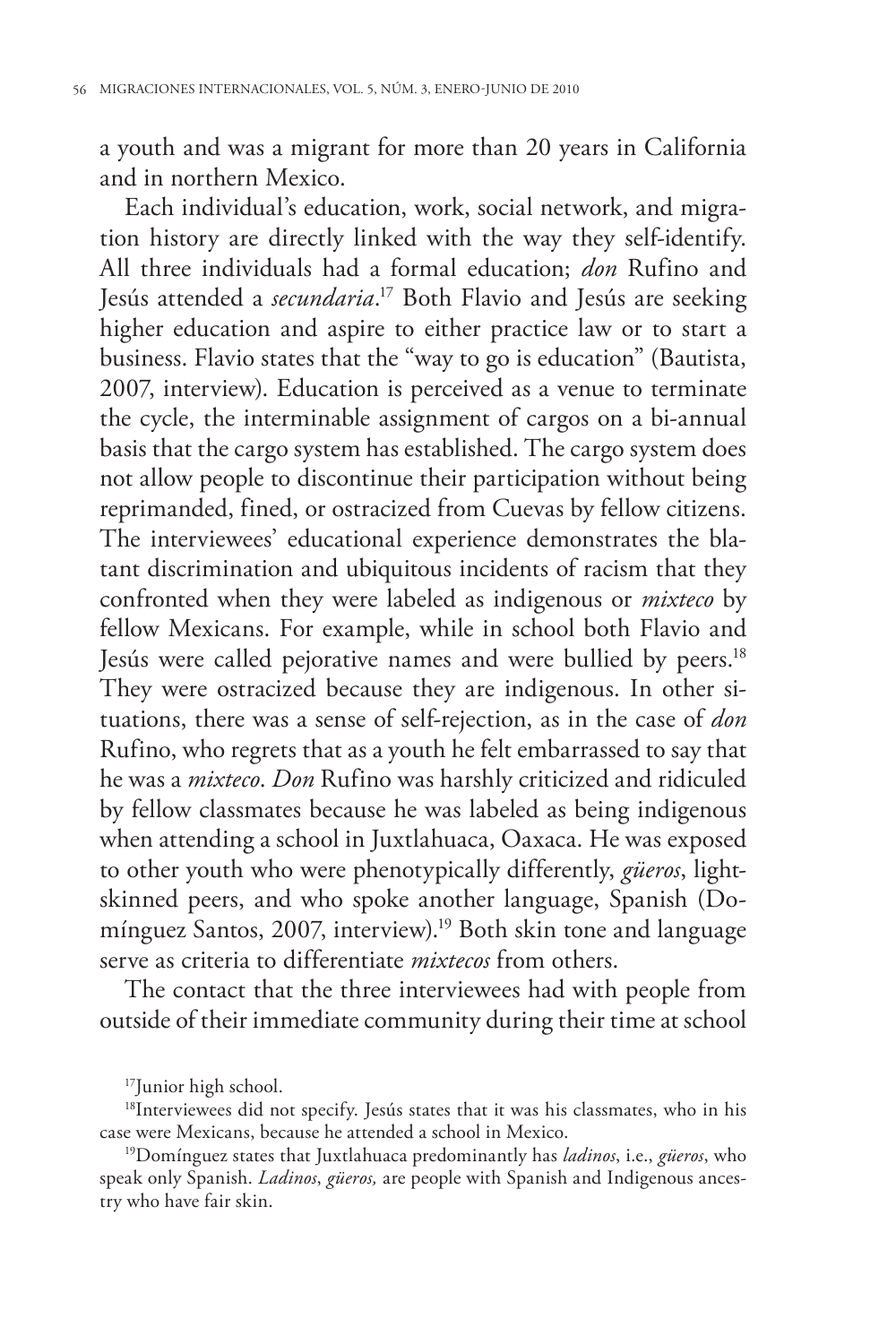a youth and was a migrant for more than 20 years in California and in northern Mexico.

Each individual's education, work, social network, and migration history are directly linked with the way they self-identify. All three individuals had a formal education; *don* Rufino and Jesús attended a *secundaria*.[17] Both Flavio and Jesús are seeking higher education and aspire to either practice law or to start a business. Flavio states that the "way to go is education" (Bautista, 2007, interview). Education is perceived as a venue to terminate the cycle, the interminable assignment of cargos on a bi-annual basis that the cargo system has established. The cargo system does not allow people to discontinue their participation without being reprimanded, fined, or ostracized from Cuevas by fellow citizens. The interviewees' educational experience demonstrates the blatant discrimination and ubiquitous incidents of racism that they confronted when they were labeled as indigenous or *mixteco* by fellow Mexicans. For example, while in school both Flavio and Jesús were called pejorative names and were bullied by peers.[18] They were ostracized because they are indigenous. In other situations, there was a sense of self-rejection, as in the case of *don* Rufino, who regrets that as a youth he felt embarrassed to say that he was a *mixteco*. *Don* Rufino was harshly criticized and ridiculed by fellow classmates because he was labeled as being indigenous when attending a school in Juxtlahuaca, Oaxaca. He was exposed to other youth who were phenotypically differently, *güeros*, light-skinned peers, and who spoke another language, Spanish (Domínguez Santos, 2007, interview).[19] Both skin tone and language serve as criteria to differentiate *mixtecos* from others.

The contact that the three interviewees had with people from outside of their immediate community during their time at school

[17]Junior high school.

[18]Interviewees did not specify. Jesús states that it was his classmates, who in his case were Mexicans, because he attended a school in Mexico.

[19]Domínguez states that Juxtlahuaca predominantly has *ladinos*, i.e., *güeros*, who speak only Spanish. *Ladinos*, *güeros,* are people with Spanish and Indigenous ancestry who have fair skin.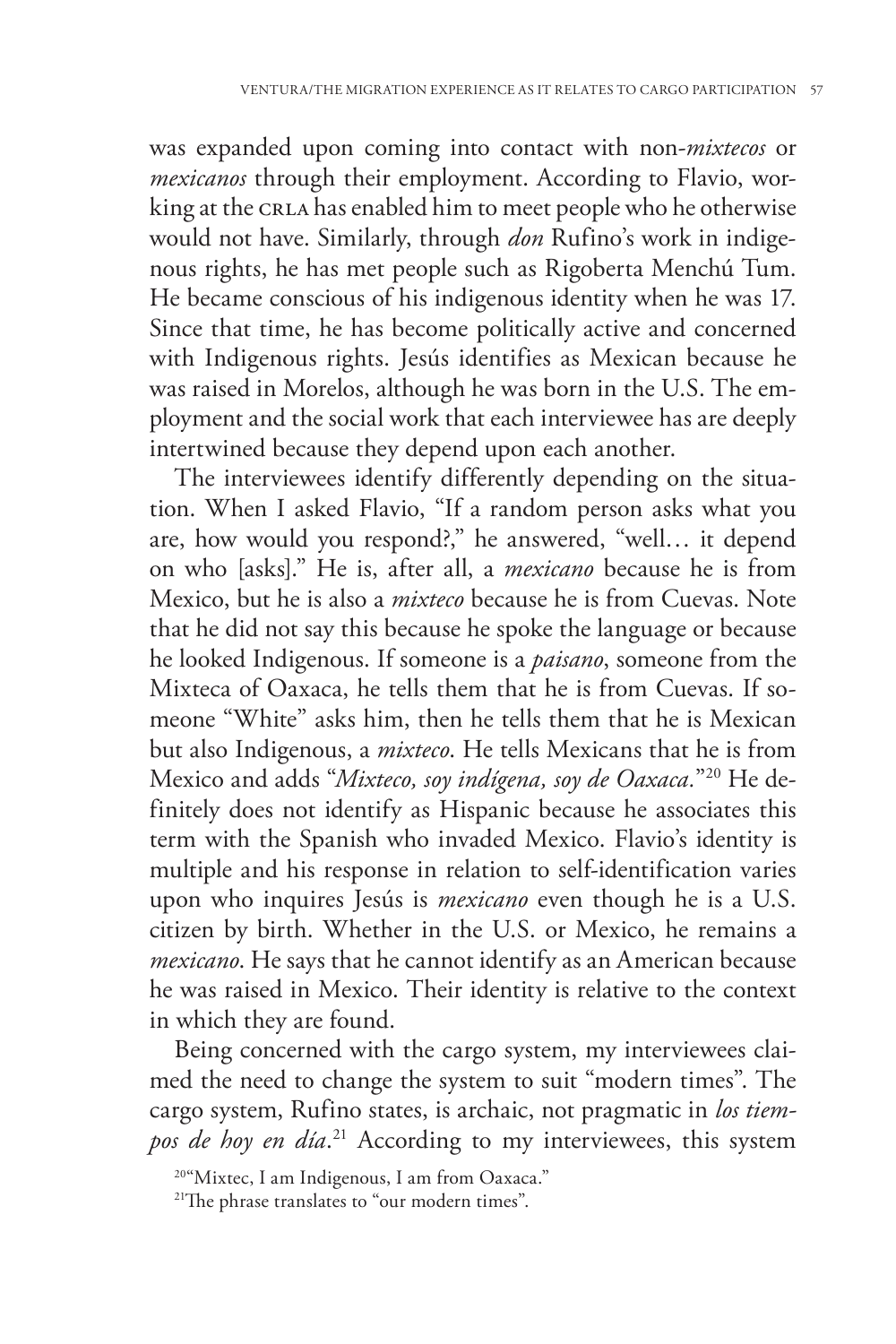was expanded upon coming into contact with non-*mixtecos* or *mexicanos* through their employment. According to Flavio, working at the CRLA has enabled him to meet people who he otherwise would not have. Similarly, through *don* Rufino's work in indigenous rights, he has met people such as Rigoberta Menchú Tum. He became conscious of his indigenous identity when he was 17. Since that time, he has become politically active and concerned with Indigenous rights. Jesús identifies as Mexican because he was raised in Morelos, although he was born in the U.S. The employment and the social work that each interviewee has are deeply intertwined because they depend upon each another.

The interviewees identify differently depending on the situation. When I asked Flavio, "If a random person asks what you are, how would you respond?," he answered, "well… it depend on who [asks]." He is, after all, a *mexicano* because he is from Mexico, but he is also a *mixteco* because he is from Cuevas. Note that he did not say this because he spoke the language or because he looked Indigenous. If someone is a *paisano*, someone from the Mixteca of Oaxaca, he tells them that he is from Cuevas. If someone "White" asks him, then he tells them that he is Mexican but also Indigenous, a *mixteco*. He tells Mexicans that he is from Mexico and adds "*Mixteco, soy indígena, soy de Oaxaca*."[20] He definitely does not identify as Hispanic because he associates this term with the Spanish who invaded Mexico. Flavio's identity is multiple and his response in relation to self-identification varies upon who inquires Jesús is *mexicano* even though he is a U.S. citizen by birth. Whether in the U.S. or Mexico, he remains a *mexicano*. He says that he cannot identify as an American because he was raised in Mexico. Their identity is relative to the context in which they are found.

Being concerned with the cargo system, my interviewees claimed the need to change the system to suit "modern times". The cargo system, Rufino states, is archaic, not pragmatic in *los tiempos de hoy en día*.[21] According to my interviewees, this system

[20]"Mixtec, I am Indigenous, I am from Oaxaca."

[21]The phrase translates to "our modern times".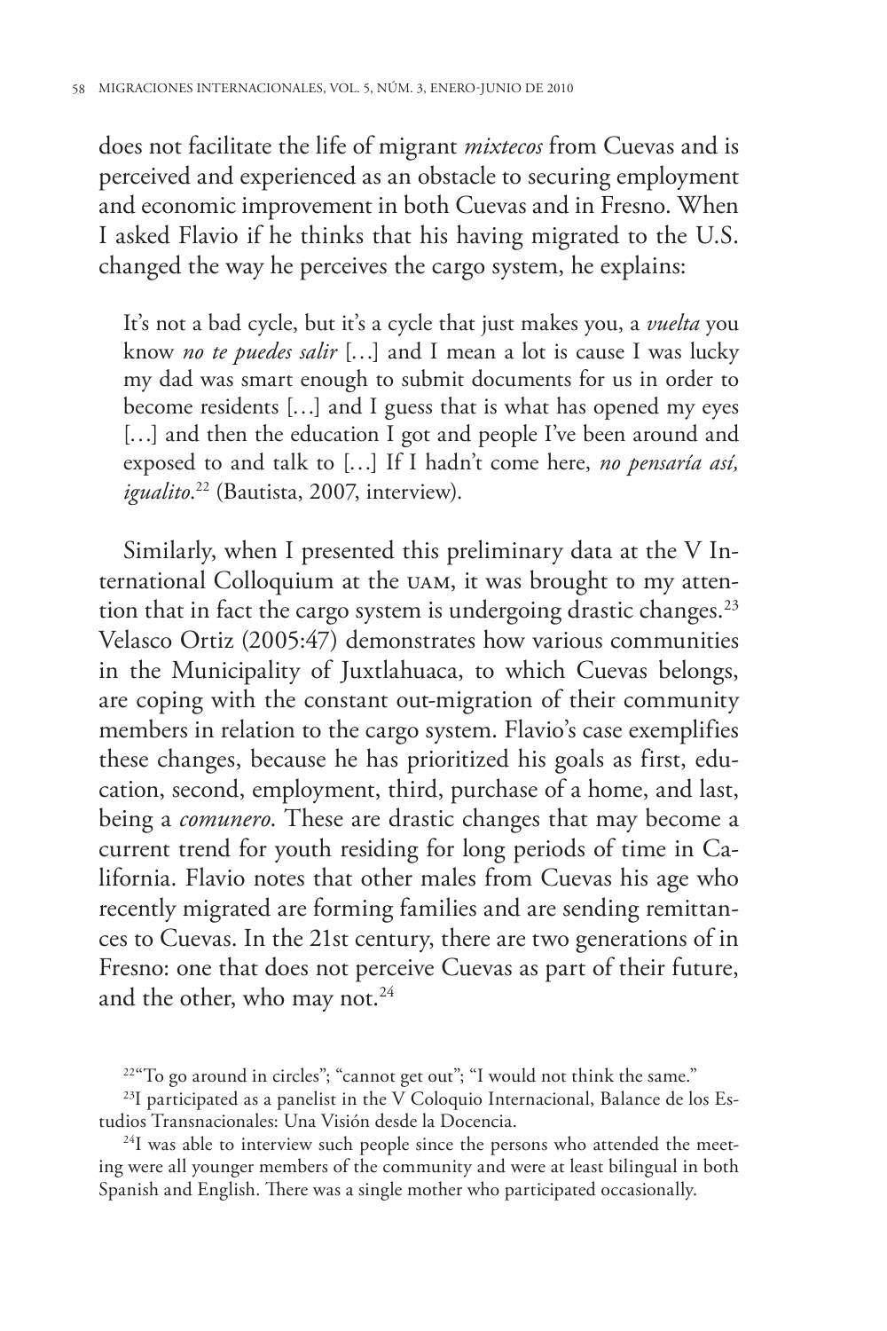does not facilitate the life of migrant *mixtecos* from Cuevas and is perceived and experienced as an obstacle to securing employment and economic improvement in both Cuevas and in Fresno. When I asked Flavio if he thinks that his having migrated to the U.S. changed the way he perceives the cargo system, he explains:

> It's not a bad cycle, but it's a cycle that just makes you, a *vuelta* you know *no te puedes salir* [...] and I mean a lot is cause I was lucky my dad was smart enough to submit documents for us in order to become residents [...] and I guess that is what has opened my eyes [...] and then the education I got and people I've been around and exposed to and talk to [...] If I hadn't come here, *no pensaría así, igualito*.[22] (Bautista, 2007, interview).

Similarly, when I presented this preliminary data at the V International Colloquium at the UAM, it was brought to my attention that in fact the cargo system is undergoing drastic changes.[23] Velasco Ortiz (2005:47) demonstrates how various communities in the Municipality of Juxtlahuaca, to which Cuevas belongs, are coping with the constant out-migration of their community members in relation to the cargo system. Flavio's case exemplifies these changes, because he has prioritized his goals as first, education, second, employment, third, purchase of a home, and last, being a *comunero*. These are drastic changes that may become a current trend for youth residing for long periods of time in California. Flavio notes that other males from Cuevas his age who recently migrated are forming families and are sending remittances to Cuevas. In the 21st century, there are two generations of in Fresno: one that does not perceive Cuevas as part of their future, and the other, who may not.[24]

[22]"To go around in circles"; "cannot get out"; "I would not think the same."

[23]I participated as a panelist in the V Coloquio Internacional, Balance de los Estudios Transnacionales: Una Visión desde la Docencia.

[24]I was able to interview such people since the persons who attended the meeting were all younger members of the community and were at least bilingual in both Spanish and English. There was a single mother who participated occasionally.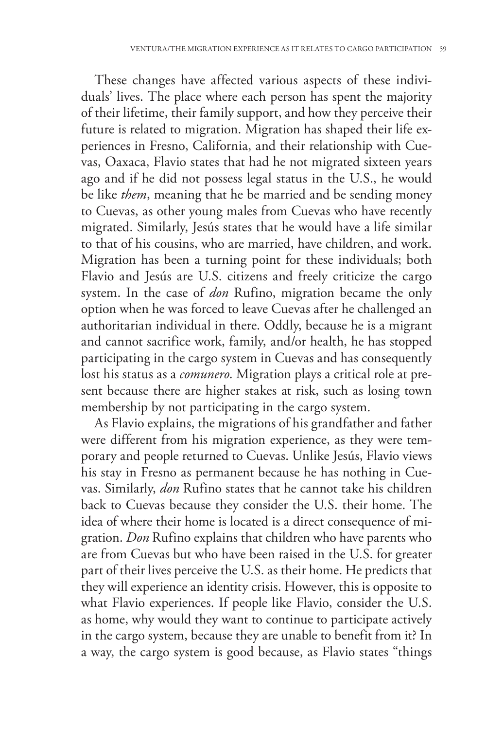These changes have affected various aspects of these individuals' lives. The place where each person has spent the majority of their lifetime, their family support, and how they perceive their future is related to migration. Migration has shaped their life experiences in Fresno, California, and their relationship with Cuevas, Oaxaca, Flavio states that had he not migrated sixteen years ago and if he did not possess legal status in the U.S., he would be like *them*, meaning that he be married and be sending money to Cuevas, as other young males from Cuevas who have recently migrated. Similarly, Jesús states that he would have a life similar to that of his cousins, who are married, have children, and work. Migration has been a turning point for these individuals; both Flavio and Jesús are U.S. citizens and freely criticize the cargo system. In the case of *don* Rufino, migration became the only option when he was forced to leave Cuevas after he challenged an authoritarian individual in there. Oddly, because he is a migrant and cannot sacrifice work, family, and/or health, he has stopped participating in the cargo system in Cuevas and has consequently lost his status as a *comunero*. Migration plays a critical role at present because there are higher stakes at risk, such as losing town membership by not participating in the cargo system.

As Flavio explains, the migrations of his grandfather and father were different from his migration experience, as they were temporary and people returned to Cuevas. Unlike Jesús, Flavio views his stay in Fresno as permanent because he has nothing in Cuevas. Similarly, *don* Rufino states that he cannot take his children back to Cuevas because they consider the U.S. their home. The idea of where their home is located is a direct consequence of migration. *Don* Rufino explains that children who have parents who are from Cuevas but who have been raised in the U.S. for greater part of their lives perceive the U.S. as their home. He predicts that they will experience an identity crisis. However, this is opposite to what Flavio experiences. If people like Flavio, consider the U.S. as home, why would they want to continue to participate actively in the cargo system, because they are unable to benefit from it? In a way, the cargo system is good because, as Flavio states "things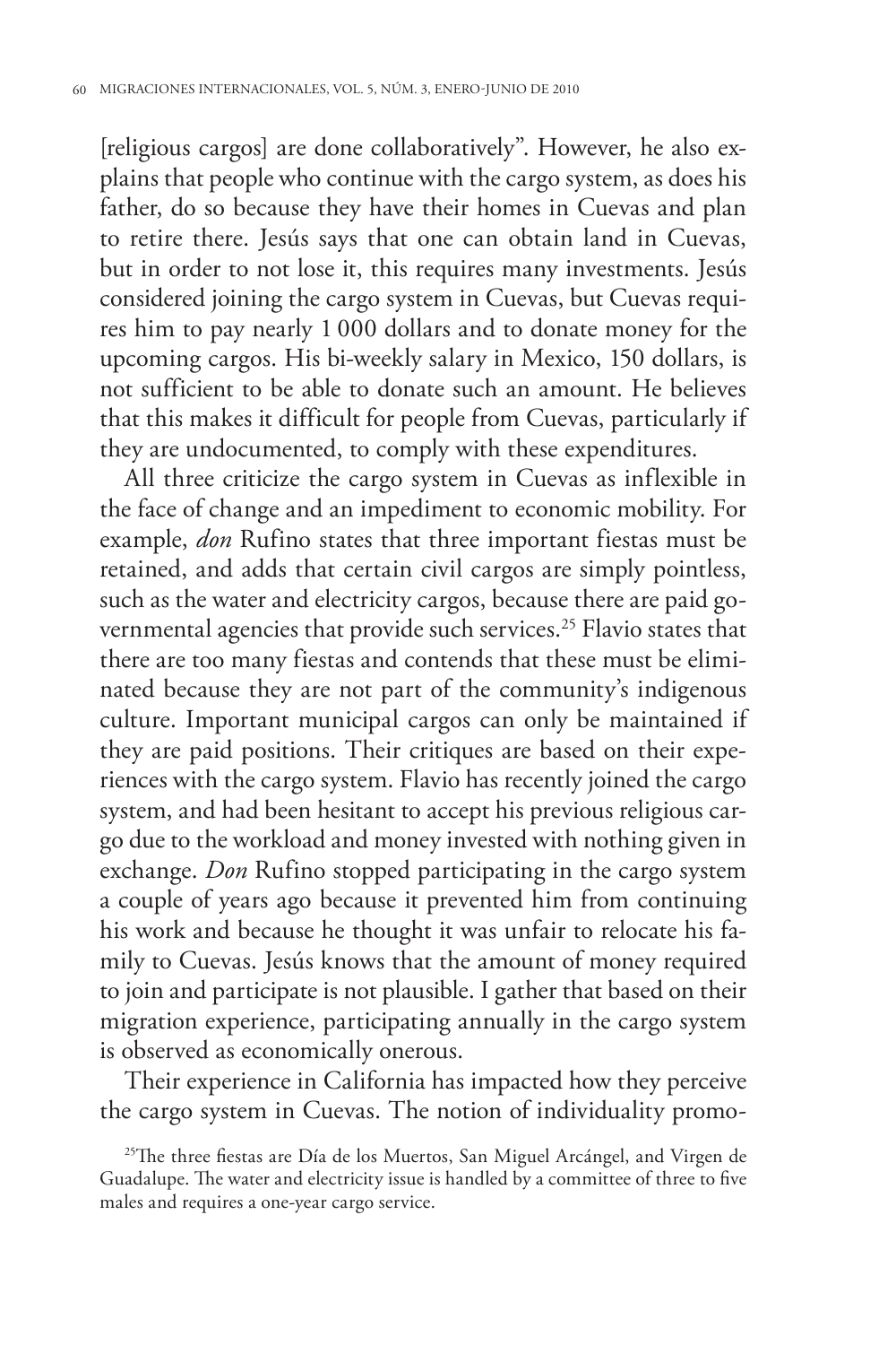[religious cargos] are done collaboratively". However, he also explains that people who continue with the cargo system, as does his father, do so because they have their homes in Cuevas and plan to retire there. Jesús says that one can obtain land in Cuevas, but in order to not lose it, this requires many investments. Jesús considered joining the cargo system in Cuevas, but Cuevas requires him to pay nearly 1 000 dollars and to donate money for the upcoming cargos. His bi-weekly salary in Mexico, 150 dollars, is not sufficient to be able to donate such an amount. He believes that this makes it difficult for people from Cuevas, particularly if they are undocumented, to comply with these expenditures.

All three criticize the cargo system in Cuevas as inflexible in the face of change and an impediment to economic mobility. For example, *don* Rufino states that three important fiestas must be retained, and adds that certain civil cargos are simply pointless, such as the water and electricity cargos, because there are paid governmental agencies that provide such services.[25] Flavio states that there are too many fiestas and contends that these must be eliminated because they are not part of the community's indigenous culture. Important municipal cargos can only be maintained if they are paid positions. Their critiques are based on their experiences with the cargo system. Flavio has recently joined the cargo system, and had been hesitant to accept his previous religious cargo due to the workload and money invested with nothing given in exchange. *Don* Rufino stopped participating in the cargo system a couple of years ago because it prevented him from continuing his work and because he thought it was unfair to relocate his family to Cuevas. Jesús knows that the amount of money required to join and participate is not plausible. I gather that based on their migration experience, participating annually in the cargo system is observed as economically onerous.

Their experience in California has impacted how they perceive the cargo system in Cuevas. The notion of individuality promo-

[25] The three fiestas are Día de los Muertos, San Miguel Arcángel, and Virgen de Guadalupe. The water and electricity issue is handled by a committee of three to five males and requires a one-year cargo service.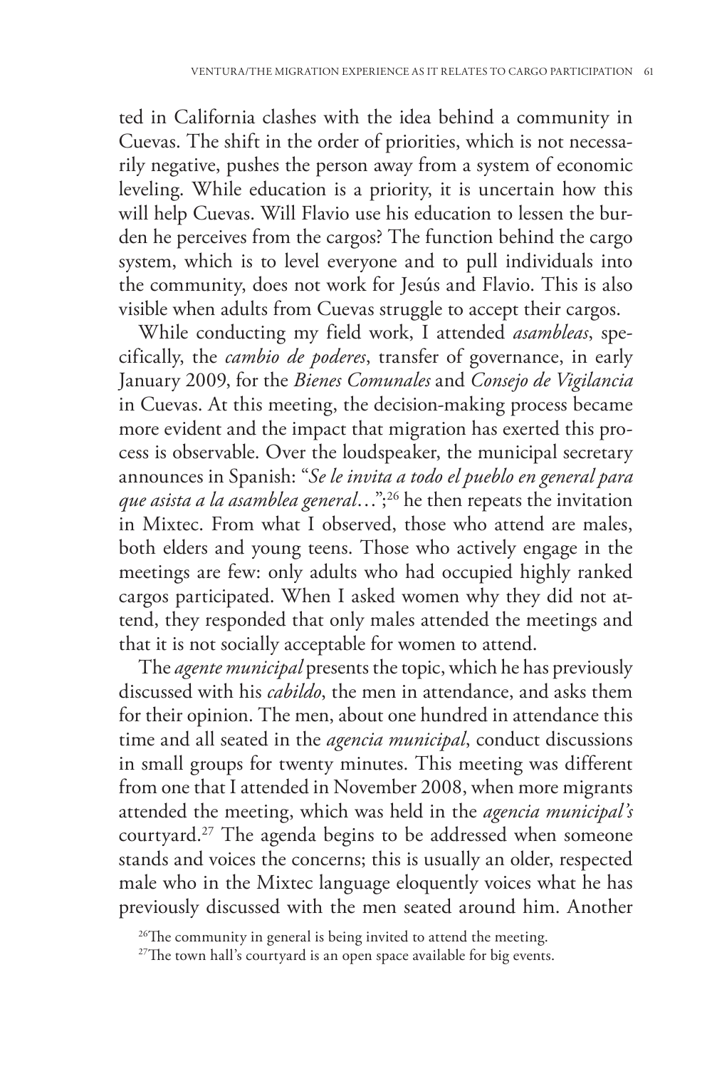ted in California clashes with the idea behind a community in Cuevas. The shift in the order of priorities, which is not necessarily negative, pushes the person away from a system of economic leveling. While education is a priority, it is uncertain how this will help Cuevas. Will Flavio use his education to lessen the burden he perceives from the cargos? The function behind the cargo system, which is to level everyone and to pull individuals into the community, does not work for Jesús and Flavio. This is also visible when adults from Cuevas struggle to accept their cargos.

While conducting my field work, I attended *asambleas*, specifically, the *cambio de poderes*, transfer of governance, in early January 2009, for the *Bienes Comunales* and *Consejo de Vigilancia* in Cuevas. At this meeting, the decision-making process became more evident and the impact that migration has exerted this process is observable. Over the loudspeaker, the municipal secretary announces in Spanish: "*Se le invita a todo el pueblo en general para que asista a la asamblea general*…";[26] he then repeats the invitation in Mixtec. From what I observed, those who attend are males, both elders and young teens. Those who actively engage in the meetings are few: only adults who had occupied highly ranked cargos participated. When I asked women why they did not attend, they responded that only males attended the meetings and that it is not socially acceptable for women to attend.

The *agente municipal* presents the topic, which he has previously discussed with his *cabildo*, the men in attendance, and asks them for their opinion. The men, about one hundred in attendance this time and all seated in the *agencia municipal*, conduct discussions in small groups for twenty minutes. This meeting was different from one that I attended in November 2008, when more migrants attended the meeting, which was held in the *agencia municipal's* courtyard.[27] The agenda begins to be addressed when someone stands and voices the concerns; this is usually an older, respected male who in the Mixtec language eloquently voices what he has previously discussed with the men seated around him. Another

[26]The community in general is being invited to attend the meeting.

[27]The town hall's courtyard is an open space available for big events.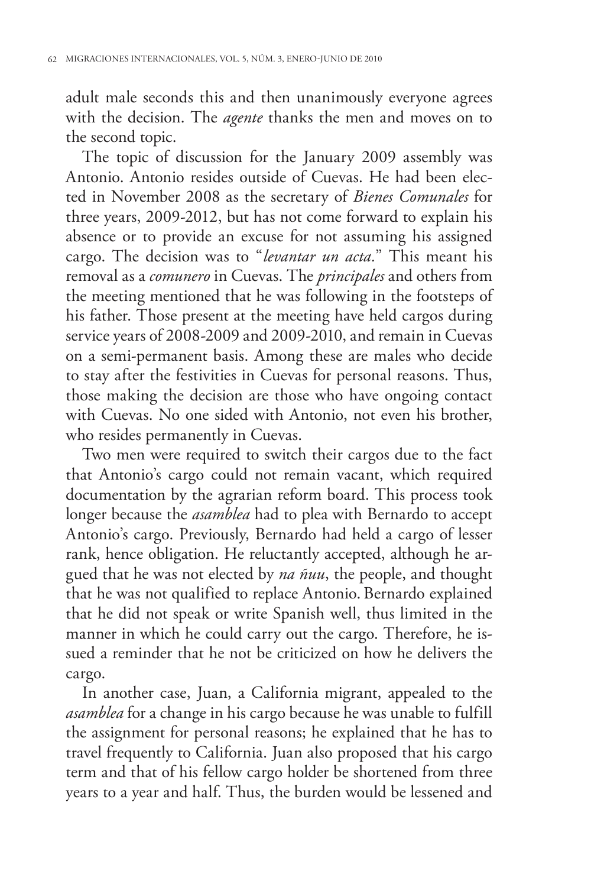adult male seconds this and then unanimously everyone agrees with the decision. The *agente* thanks the men and moves on to the second topic.

The topic of discussion for the January 2009 assembly was Antonio. Antonio resides outside of Cuevas. He had been elected in November 2008 as the secretary of *Bienes Comunales* for three years, 2009-2012, but has not come forward to explain his absence or to provide an excuse for not assuming his assigned cargo. The decision was to "*levantar un acta.*" This meant his removal as a *comunero* in Cuevas. The *principales* and others from the meeting mentioned that he was following in the footsteps of his father. Those present at the meeting have held cargos during service years of 2008-2009 and 2009-2010, and remain in Cuevas on a semi-permanent basis. Among these are males who decide to stay after the festivities in Cuevas for personal reasons. Thus, those making the decision are those who have ongoing contact with Cuevas. No one sided with Antonio, not even his brother, who resides permanently in Cuevas.

Two men were required to switch their cargos due to the fact that Antonio's cargo could not remain vacant, which required documentation by the agrarian reform board. This process took longer because the *asamblea* had to plea with Bernardo to accept Antonio's cargo. Previously, Bernardo had held a cargo of lesser rank, hence obligation. He reluctantly accepted, although he argued that he was not elected by *na ñuu*, the people, and thought that he was not qualified to replace Antonio. Bernardo explained that he did not speak or write Spanish well, thus limited in the manner in which he could carry out the cargo. Therefore, he issued a reminder that he not be criticized on how he delivers the cargo.

In another case, Juan, a California migrant, appealed to the *asamblea* for a change in his cargo because he was unable to fulfill the assignment for personal reasons; he explained that he has to travel frequently to California. Juan also proposed that his cargo term and that of his fellow cargo holder be shortened from three years to a year and half. Thus, the burden would be lessened and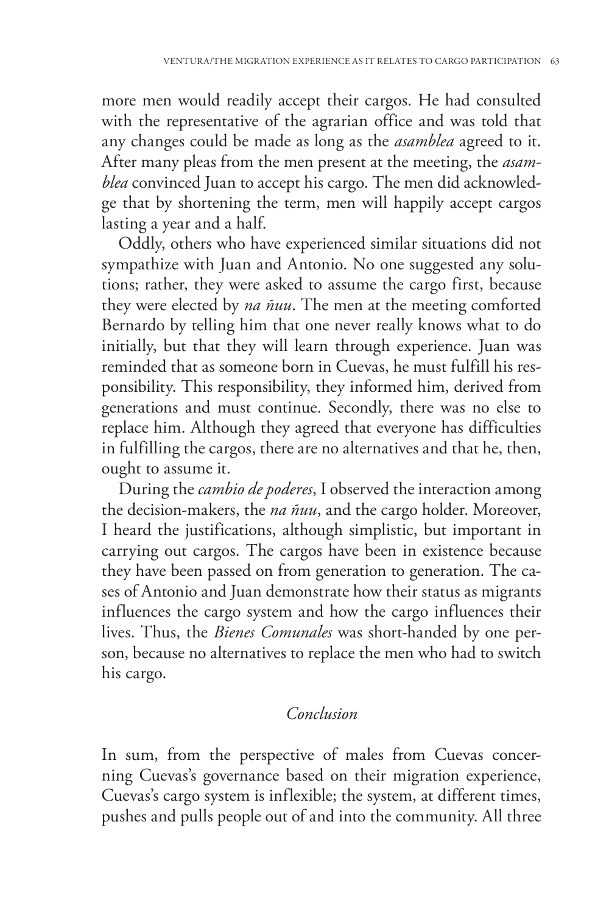more men would readily accept their cargos. He had consulted with the representative of the agrarian office and was told that any changes could be made as long as the *asamblea* agreed to it. After many pleas from the men present at the meeting, the *asamblea* convinced Juan to accept his cargo. The men did acknowledge that by shortening the term, men will happily accept cargos lasting a year and a half.

Oddly, others who have experienced similar situations did not sympathize with Juan and Antonio. No one suggested any solutions; rather, they were asked to assume the cargo first, because they were elected by *na ñuu*. The men at the meeting comforted Bernardo by telling him that one never really knows what to do initially, but that they will learn through experience. Juan was reminded that as someone born in Cuevas, he must fulfill his responsibility. This responsibility, they informed him, derived from generations and must continue. Secondly, there was no else to replace him. Although they agreed that everyone has difficulties in fulfilling the cargos, there are no alternatives and that he, then, ought to assume it.

During the *cambio de poderes*, I observed the interaction among the decision-makers, the *na ñuu*, and the cargo holder. Moreover, I heard the justifications, although simplistic, but important in carrying out cargos. The cargos have been in existence because they have been passed on from generation to generation. The cases of Antonio and Juan demonstrate how their status as migrants influences the cargo system and how the cargo influences their lives. Thus, the *Bienes Comunales* was short-handed by one person, because no alternatives to replace the men who had to switch his cargo.

## *Conclusion*

In sum, from the perspective of males from Cuevas concerning Cuevas's governance based on their migration experience, Cuevas's cargo system is inflexible; the system, at different times, pushes and pulls people out of and into the community. All three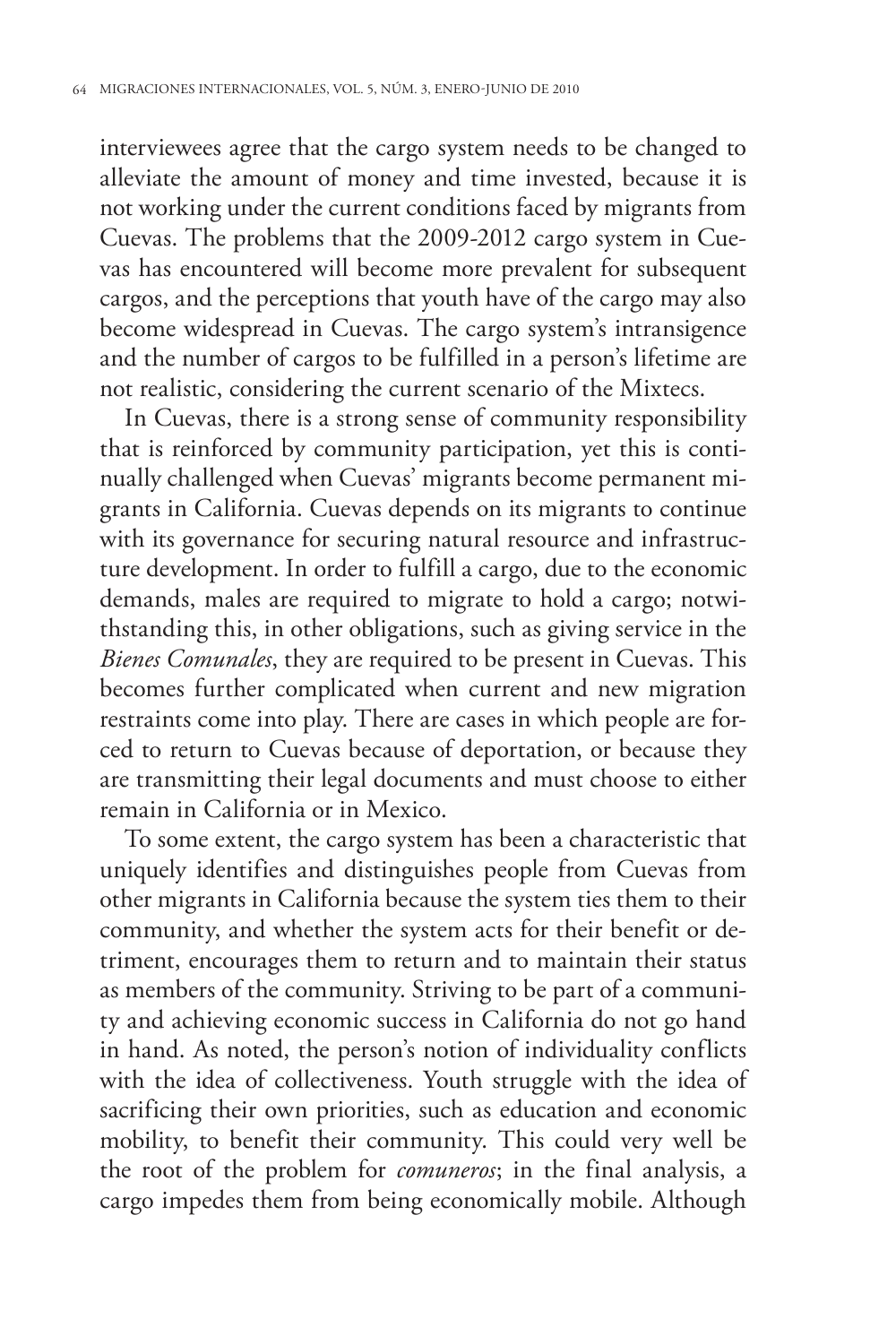interviewees agree that the cargo system needs to be changed to alleviate the amount of money and time invested, because it is not working under the current conditions faced by migrants from Cuevas. The problems that the 2009-2012 cargo system in Cuevas has encountered will become more prevalent for subsequent cargos, and the perceptions that youth have of the cargo may also become widespread in Cuevas. The cargo system's intransigence and the number of cargos to be fulfilled in a person's lifetime are not realistic, considering the current scenario of the Mixtecs.

In Cuevas, there is a strong sense of community responsibility that is reinforced by community participation, yet this is continually challenged when Cuevas' migrants become permanent migrants in California. Cuevas depends on its migrants to continue with its governance for securing natural resource and infrastructure development. In order to fulfill a cargo, due to the economic demands, males are required to migrate to hold a cargo; notwithstanding this, in other obligations, such as giving service in the *Bienes Comunales*, they are required to be present in Cuevas. This becomes further complicated when current and new migration restraints come into play. There are cases in which people are forced to return to Cuevas because of deportation, or because they are transmitting their legal documents and must choose to either remain in California or in Mexico.

To some extent, the cargo system has been a characteristic that uniquely identifies and distinguishes people from Cuevas from other migrants in California because the system ties them to their community, and whether the system acts for their benefit or detriment, encourages them to return and to maintain their status as members of the community. Striving to be part of a community and achieving economic success in California do not go hand in hand. As noted, the person's notion of individuality conflicts with the idea of collectiveness. Youth struggle with the idea of sacrificing their own priorities, such as education and economic mobility, to benefit their community. This could very well be the root of the problem for *comuneros*; in the final analysis, a cargo impedes them from being economically mobile. Although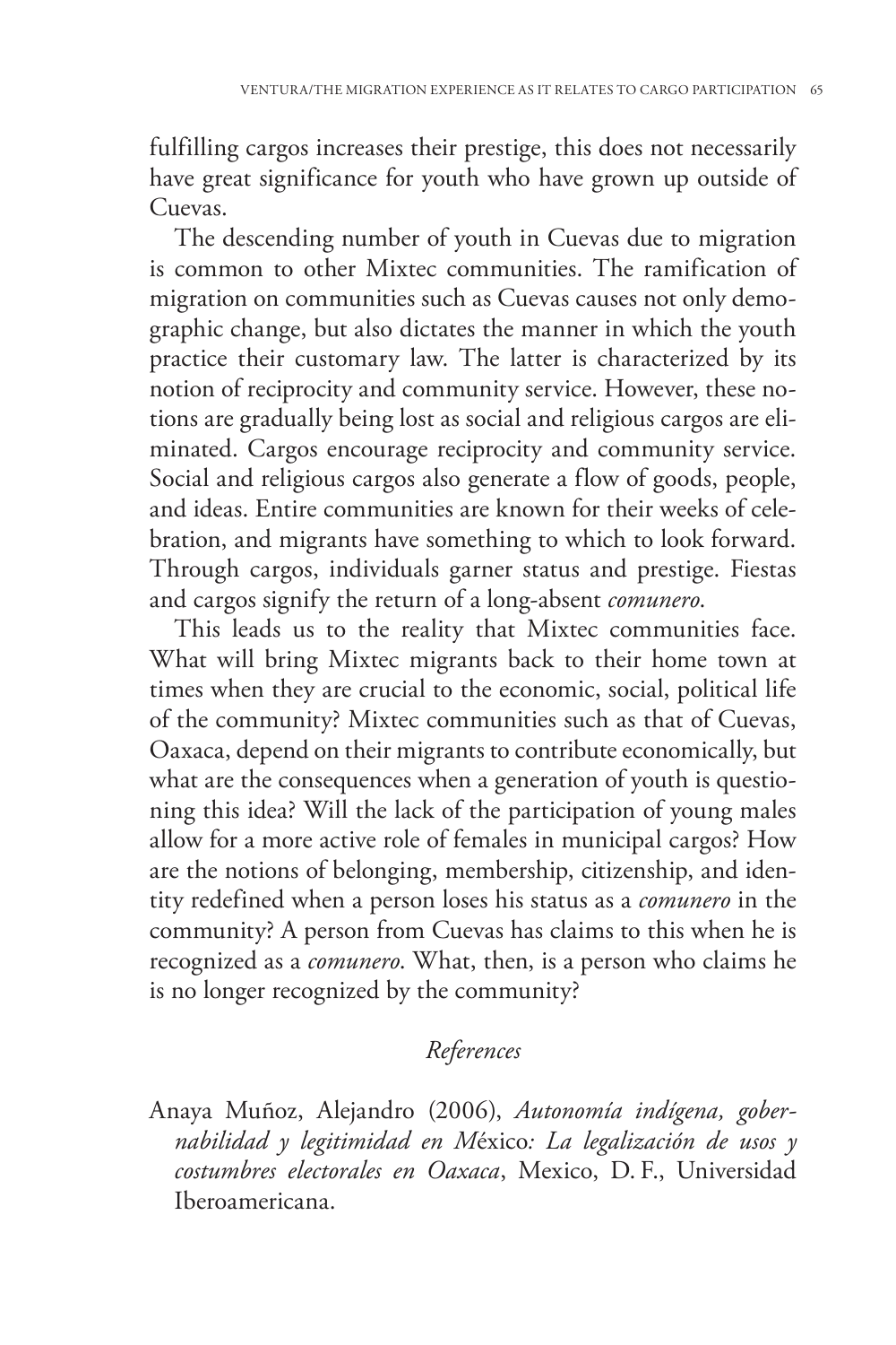fulfilling cargos increases their prestige, this does not necessarily have great significance for youth who have grown up outside of Cuevas.

The descending number of youth in Cuevas due to migration is common to other Mixtec communities. The ramification of migration on communities such as Cuevas causes not only demographic change, but also dictates the manner in which the youth practice their customary law. The latter is characterized by its notion of reciprocity and community service. However, these notions are gradually being lost as social and religious cargos are eliminated. Cargos encourage reciprocity and community service. Social and religious cargos also generate a flow of goods, people, and ideas. Entire communities are known for their weeks of celebration, and migrants have something to which to look forward. Through cargos, individuals garner status and prestige. Fiestas and cargos signify the return of a long-absent *comunero*.

This leads us to the reality that Mixtec communities face. What will bring Mixtec migrants back to their home town at times when they are crucial to the economic, social, political life of the community? Mixtec communities such as that of Cuevas, Oaxaca, depend on their migrants to contribute economically, but what are the consequences when a generation of youth is questioning this idea? Will the lack of the participation of young males allow for a more active role of females in municipal cargos? How are the notions of belonging, membership, citizenship, and identity redefined when a person loses his status as a *comunero* in the community? A person from Cuevas has claims to this when he is recognized as a *comunero*. What, then, is a person who claims he is no longer recognized by the community?

## *References*

Anaya Muñoz, Alejandro (2006), *Autonomía indígena, gobernabilidad y legitimidad en M*éxico*: La legalización de usos y costumbres electorales en Oaxaca*, Mexico, D. F., Universidad Iberoamericana.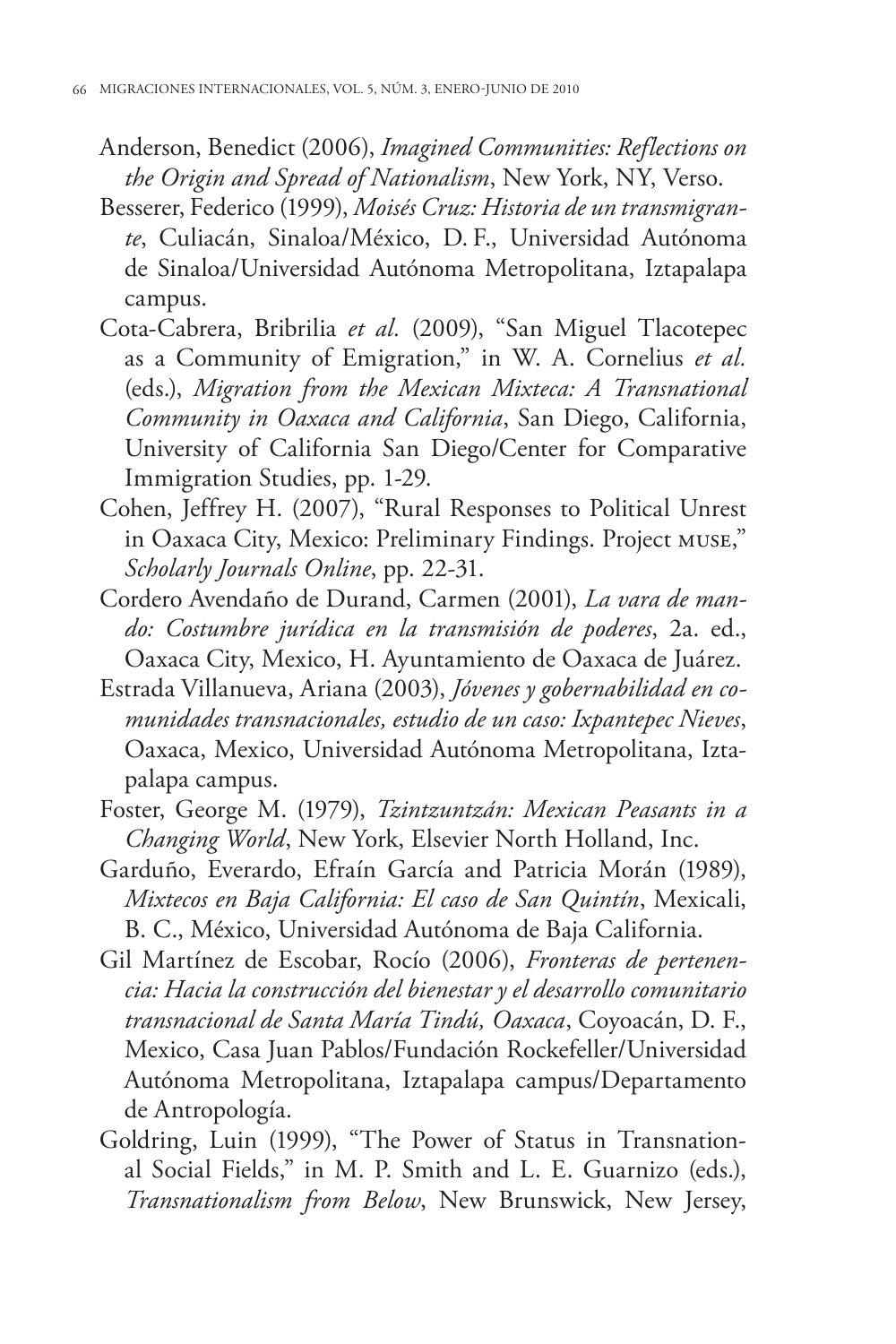Anderson, Benedict (2006), *Imagined Communities: Reflections on the Origin and Spread of Nationalism*, New York, NY, Verso.

Besserer, Federico (1999), *Moisés Cruz: Historia de un transmigrante*, Culiacán, Sinaloa/México, D. F., Universidad Autónoma de Sinaloa/Universidad Autónoma Metropolitana, Iztapalapa campus.

Cota-Cabrera, Bribrilia *et al.* (2009), "San Miguel Tlacotepec as a Community of Emigration," in W. A. Cornelius *et al.* (eds.), *Migration from the Mexican Mixteca: A Transnational Community in Oaxaca and California*, San Diego, California, University of California San Diego/Center for Comparative Immigration Studies, pp. 1-29.

Cohen, Jeffrey H. (2007), "Rural Responses to Political Unrest in Oaxaca City, Mexico: Preliminary Findings. Project MUSE," *Scholarly Journals Online*, pp. 22-31.

Cordero Avendaño de Durand, Carmen (2001), *La vara de mando: Costumbre jurídica en la transmisión de poderes*, 2a. ed., Oaxaca City, Mexico, H. Ayuntamiento de Oaxaca de Juárez.

Estrada Villanueva, Ariana (2003), *Jóvenes y gobernabilidad en comunidades transnacionales, estudio de un caso: Ixpantepec Nieves*, Oaxaca, Mexico, Universidad Autónoma Metropolitana, Iztapalapa campus.

Foster, George M. (1979), *Tzintzuntzán: Mexican Peasants in a Changing World*, New York, Elsevier North Holland, Inc.

Garduño, Everardo, Efraín García and Patricia Morán (1989), *Mixtecos en Baja California: El caso de San Quintín*, Mexicali, B. C., México, Universidad Autónoma de Baja California.

Gil Martínez de Escobar, Rocío (2006), *Fronteras de pertenencia: Hacia la construcción del bienestar y el desarrollo comunitario transnacional de Santa María Tindú, Oaxaca*, Coyoacán, D. F., Mexico, Casa Juan Pablos/Fundación Rockefeller/Universidad Autónoma Metropolitana, Iztapalapa campus/Departamento de Antropología.

Goldring, Luin (1999), "The Power of Status in Transnational Social Fields," in M. P. Smith and L. E. Guarnizo (eds.), *Transnationalism from Below*, New Brunswick, New Jersey,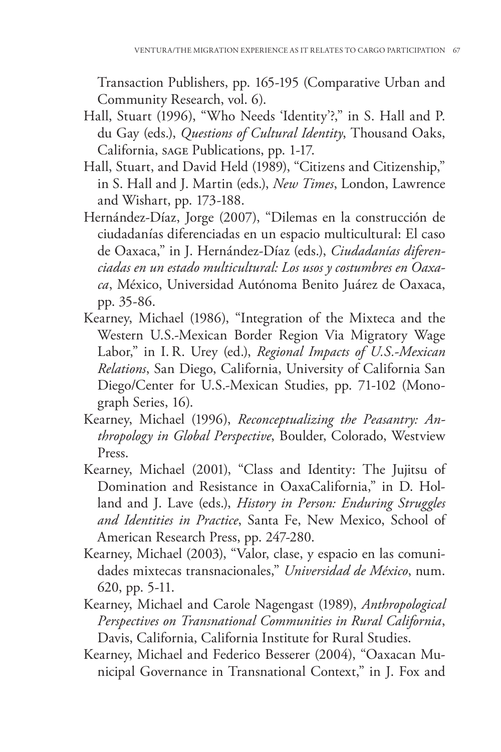Transaction Publishers, pp. 165-195 (Comparative Urban and Community Research, vol. 6).

Hall, Stuart (1996), "Who Needs 'Identity'?," in S. Hall and P. du Gay (eds.), *Questions of Cultural Identity*, Thousand Oaks, California, SAGE Publications, pp. 1-17.

Hall, Stuart, and David Held (1989), "Citizens and Citizenship," in S. Hall and J. Martin (eds.), *New Times*, London, Lawrence and Wishart, pp. 173-188.

Hernández-Díaz, Jorge (2007), "Dilemas en la construcción de ciudadanías diferenciadas en un espacio multicultural: El caso de Oaxaca," in J. Hernández-Díaz (eds.), *Ciudadanías diferenciadas en un estado multicultural: Los usos y costumbres en Oaxaca*, México, Universidad Autónoma Benito Juárez de Oaxaca, pp. 35-86.

Kearney, Michael (1986), "Integration of the Mixteca and the Western U.S.-Mexican Border Region Via Migratory Wage Labor," in I. R. Urey (ed.), *Regional Impacts of U.S.-Mexican Relations*, San Diego, California, University of California San Diego/Center for U.S.-Mexican Studies, pp. 71-102 (Monograph Series, 16).

Kearney, Michael (1996), *Reconceptualizing the Peasantry: Anthropology in Global Perspective*, Boulder, Colorado, Westview Press.

Kearney, Michael (2001), "Class and Identity: The Jujitsu of Domination and Resistance in OaxaCalifornia," in D. Holland and J. Lave (eds.), *History in Person: Enduring Struggles and Identities in Practice*, Santa Fe, New Mexico, School of American Research Press, pp. 247-280.

Kearney, Michael (2003), "Valor, clase, y espacio en las comunidades mixtecas transnacionales," *Universidad de México*, num. 620, pp. 5-11.

Kearney, Michael and Carole Nagengast (1989), *Anthropological Perspectives on Transnational Communities in Rural California*, Davis, California, California Institute for Rural Studies.

Kearney, Michael and Federico Besserer (2004), "Oaxacan Municipal Governance in Transnational Context," in J. Fox and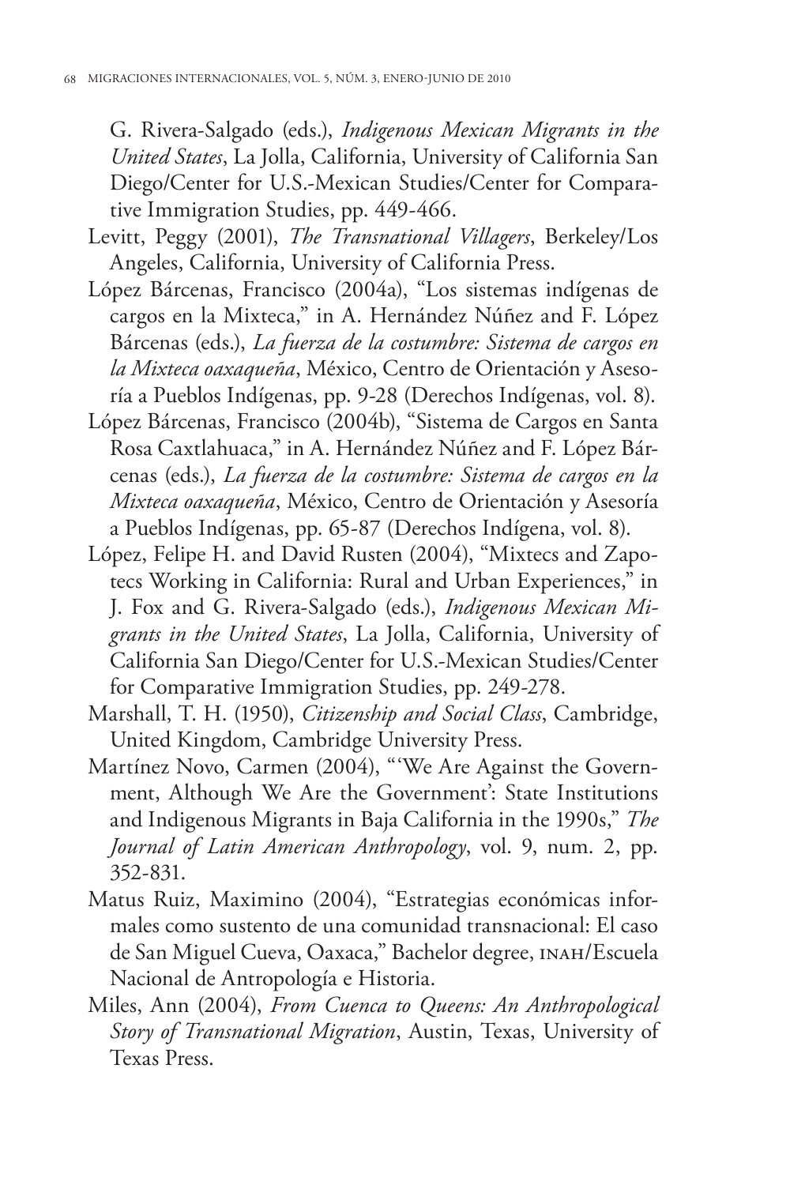G. Rivera-Salgado (eds.), *Indigenous Mexican Migrants in the United States*, La Jolla, California, University of California San Diego/Center for U.S.-Mexican Studies/Center for Comparative Immigration Studies, pp. 449-466.

Levitt, Peggy (2001), *The Transnational Villagers*, Berkeley/Los Angeles, California, University of California Press.

López Bárcenas, Francisco (2004a), "Los sistemas indígenas de cargos en la Mixteca," in A. Hernández Núñez and F. López Bárcenas (eds.), *La fuerza de la costumbre: Sistema de cargos en la Mixteca oaxaqueña*, México, Centro de Orientación y Asesoría a Pueblos Indígenas, pp. 9-28 (Derechos Indígenas, vol. 8).

López Bárcenas, Francisco (2004b), "Sistema de Cargos en Santa Rosa Caxtlahuaca," in A. Hernández Núñez and F. López Bárcenas (eds.), *La fuerza de la costumbre: Sistema de cargos en la Mixteca oaxaqueña*, México, Centro de Orientación y Asesoría a Pueblos Indígenas, pp. 65-87 (Derechos Indígena, vol. 8).

López, Felipe H. and David Rusten (2004), "Mixtecs and Zapotecs Working in California: Rural and Urban Experiences," in J. Fox and G. Rivera-Salgado (eds.), *Indigenous Mexican Migrants in the United States*, La Jolla, California, University of California San Diego/Center for U.S.-Mexican Studies/Center for Comparative Immigration Studies, pp. 249-278.

Marshall, T. H. (1950), *Citizenship and Social Class*, Cambridge, United Kingdom, Cambridge University Press.

Martínez Novo, Carmen (2004), "'We Are Against the Government, Although We Are the Government': State Institutions and Indigenous Migrants in Baja California in the 1990s," *The Journal of Latin American Anthropology*, vol. 9, num. 2, pp. 352-831.

Matus Ruiz, Maximino (2004), "Estrategias económicas informales como sustento de una comunidad transnacional: El caso de San Miguel Cueva, Oaxaca," Bachelor degree, INAH/Escuela Nacional de Antropología e Historia.

Miles, Ann (2004), *From Cuenca to Queens: An Anthropological Story of Transnational Migration*, Austin, Texas, University of Texas Press.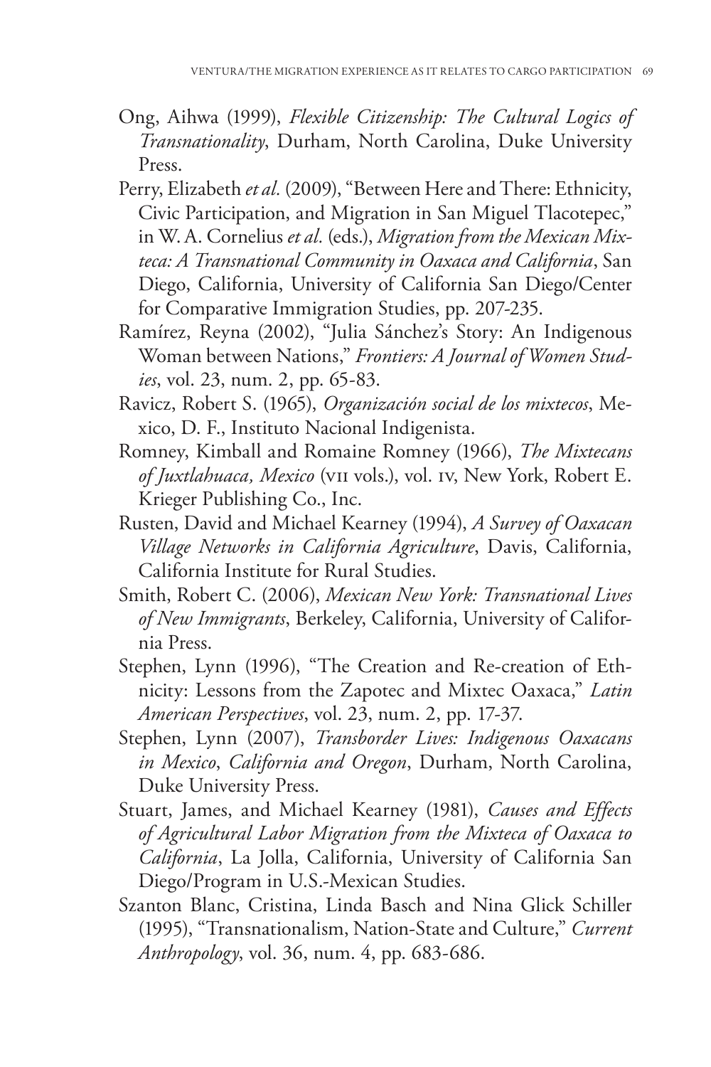Ong, Aihwa (1999), *Flexible Citizenship: The Cultural Logics of Transnationality*, Durham, North Carolina, Duke University Press.

Perry, Elizabeth *et al.* (2009), "Between Here and There: Ethnicity, Civic Participation, and Migration in San Miguel Tlacotepec," in W. A. Cornelius *et al.* (eds.), *Migration from the Mexican Mixteca: A Transnational Community in Oaxaca and California*, San Diego, California, University of California San Diego/Center for Comparative Immigration Studies, pp. 207-235.

Ramírez, Reyna (2002), "Julia Sánchez's Story: An Indigenous Woman between Nations," *Frontiers: A Journal of Women Studies*, vol. 23, num. 2, pp. 65-83.

Ravicz, Robert S. (1965), *Organización social de los mixtecos*, Mexico, D. F., Instituto Nacional Indigenista.

Romney, Kimball and Romaine Romney (1966), *The Mixtecans of Juxtlahuaca, Mexico* (VII vols.), vol. IV, New York, Robert E. Krieger Publishing Co., Inc.

Rusten, David and Michael Kearney (1994), *A Survey of Oaxacan Village Networks in California Agriculture*, Davis, California, California Institute for Rural Studies.

Smith, Robert C. (2006), *Mexican New York: Transnational Lives of New Immigrants*, Berkeley, California, University of California Press.

Stephen, Lynn (1996), "The Creation and Re-creation of Ethnicity: Lessons from the Zapotec and Mixtec Oaxaca," *Latin American Perspectives*, vol. 23, num. 2, pp. 17-37.

Stephen, Lynn (2007), *Transborder Lives: Indigenous Oaxacans in Mexico, California and Oregon*, Durham, North Carolina, Duke University Press.

Stuart, James, and Michael Kearney (1981), *Causes and Effects of Agricultural Labor Migration from the Mixteca of Oaxaca to California*, La Jolla, California, University of California San Diego/Program in U.S.-Mexican Studies.

Szanton Blanc, Cristina, Linda Basch and Nina Glick Schiller (1995), "Transnationalism, Nation-State and Culture," *Current Anthropology*, vol. 36, num. 4, pp. 683-686.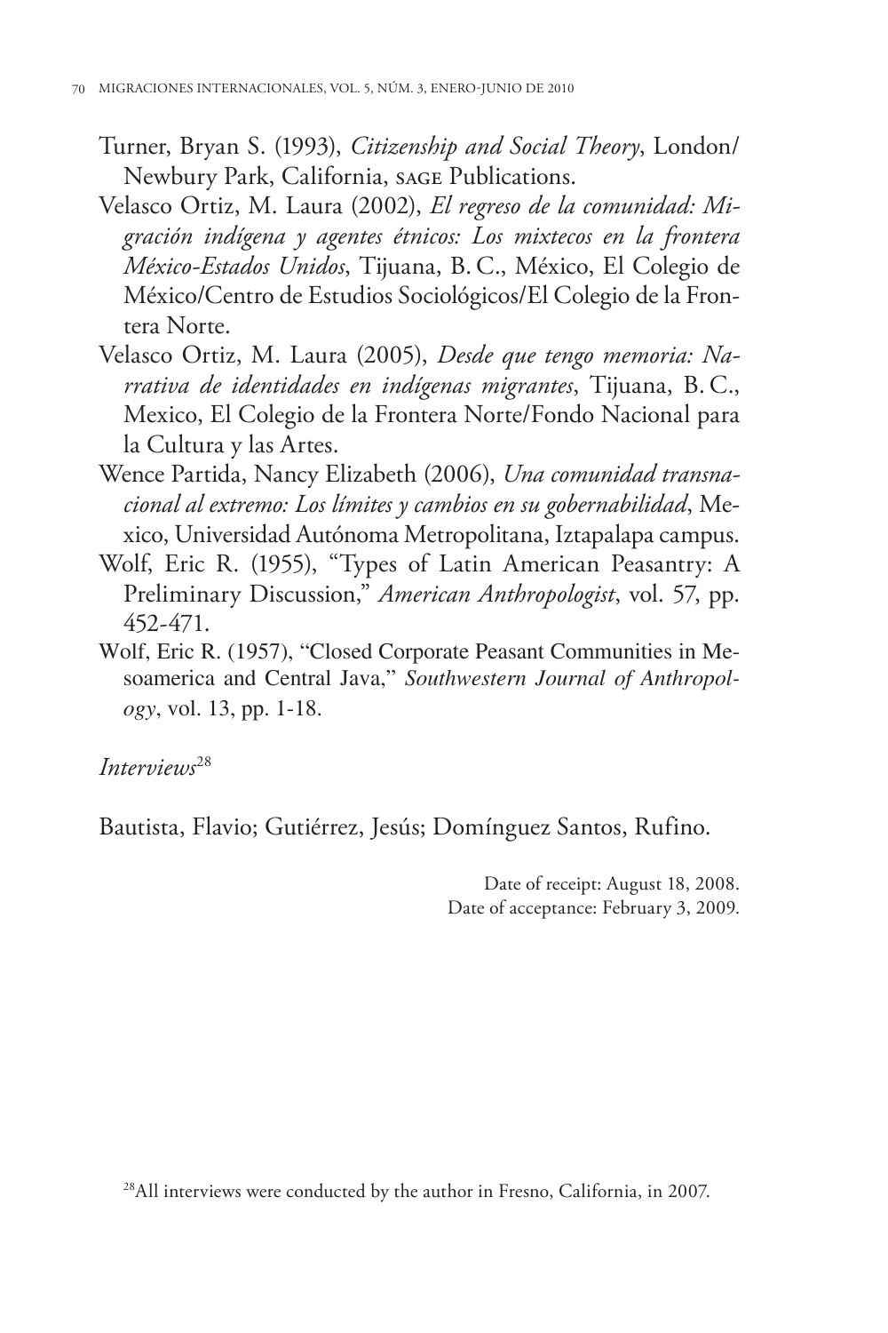Turner, Bryan S. (1993), *Citizenship and Social Theory*, London/Newbury Park, California, SAGE Publications.

Velasco Ortiz, M. Laura (2002), *El regreso de la comunidad: Migración indígena y agentes étnicos: Los mixtecos en la frontera México-Estados Unidos*, Tijuana, B. C., México, El Colegio de México/Centro de Estudios Sociológicos/El Colegio de la Frontera Norte.

Velasco Ortiz, M. Laura (2005), *Desde que tengo memoria: Narrativa de identidades en indígenas migrantes*, Tijuana, B. C., Mexico, El Colegio de la Frontera Norte/Fondo Nacional para la Cultura y las Artes.

Wence Partida, Nancy Elizabeth (2006), *Una comunidad transnacional al extremo: Los límites y cambios en su gobernabilidad*, Mexico, Universidad Autónoma Metropolitana, Iztapalapa campus.

Wolf, Eric R. (1955), "Types of Latin American Peasantry: A Preliminary Discussion," *American Anthropologist*, vol. 57, pp. 452-471.

Wolf, Eric R. (1957), "Closed Corporate Peasant Communities in Mesoamerica and Central Java," *Southwestern Journal of Anthropology*, vol. 13, pp. 1-18.

*Interviews*[28]

Bautista, Flavio; Gutiérrez, Jesús; Domínguez Santos, Rufino.

Date of receipt: August 18, 2008.
Date of acceptance: February 3, 2009.

[28]All interviews were conducted by the author in Fresno, California, in 2007.